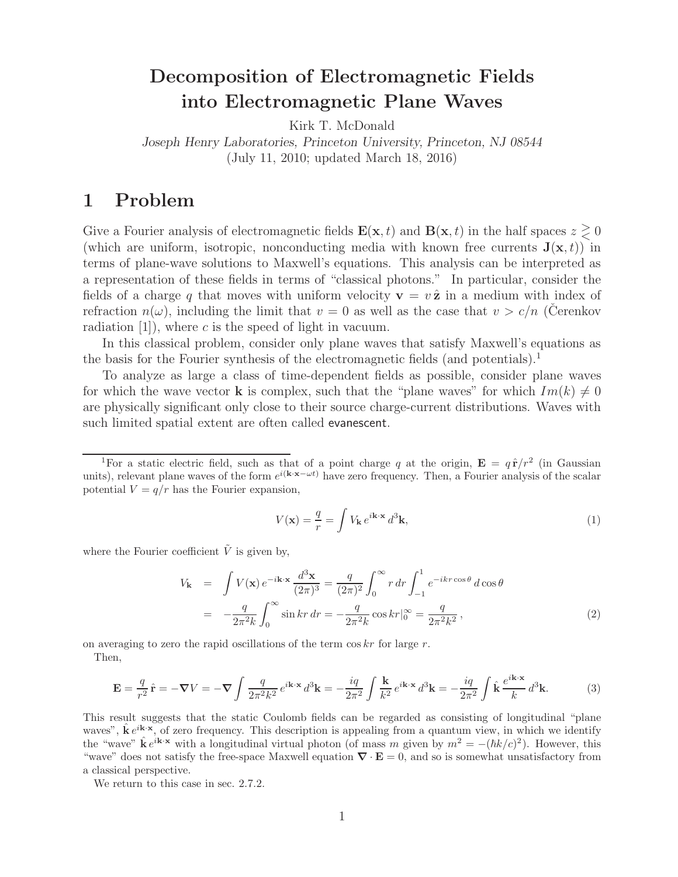# Decomposition of Electromagnetic Fields into Electromagnetic Plane Waves

Kirk T. McDonald

*Joseph Henry Laboratories, Princeton University, Princeton, NJ 08544*

(July 11, 2010; updated March 18, 2016)

## 1 Problem

Give a Fourier analysis of electromagnetic fields $\mathbf{E}(\mathbf{x},t)$ and $\mathbf{B}(\mathbf{x},t)$ in the half spaces $z \gtrless 0$ (which are uniform, isotropic, nonconducting media with known free currents $\mathbf{J}(\mathbf{x},t)$) in terms of plane-wave solutions to Maxwell's equations. This analysis can be interpreted as a representation of these fields in terms of "classical photons." In particular, consider the fields of a charge $q$ that moves with uniform velocity $\mathbf{v} = v\,\hat{\mathbf{z}}$ in a medium with index of refraction $n(\omega)$, including the limit that $v = 0$ as well as the case that $v > c/n$ (Čerenkov radiation [1]), where $c$ is the speed of light in vacuum.

In this classical problem, consider only plane waves that satisfy Maxwell's equations as the basis for the Fourier synthesis of the electromagnetic fields (and potentials).[1]

To analyze as large a class of time-dependent fields as possible, consider plane waves for which the wave vector $\mathbf{k}$ is complex, such that the "plane waves" for which $Im(k) \neq 0$ are physically significant only close to their source charge-current distributions. Waves with such limited spatial extent are often called evanescent.

---

[1]For a static electric field, such as that of a point charge $q$ at the origin, $\mathbf{E} = q\,\hat{\mathbf{r}}/r^2$ (in Gaussian units), relevant plane waves of the form $e^{i(\mathbf{k}\cdot\mathbf{x}-\omega t)}$ have zero frequency. Then, a Fourier analysis of the scalar potential $V = q/r$ has the Fourier expansion,

$$V(\mathbf{x}) = \frac{q}{r} = \int V_{\mathbf{k}}\, e^{i\mathbf{k}\cdot\mathbf{x}}\, d^3\mathbf{k}, \tag{1}$$

where the Fourier coefficient $\tilde{V}$ is given by,

$$\begin{aligned} V_{\mathbf{k}} &= \int V(\mathbf{x})\, e^{-i\mathbf{k}\cdot\mathbf{x}}\, \frac{d^3\mathbf{x}}{(2\pi)^3} = \frac{q}{(2\pi)^2}\int_0^\infty r\,dr \int_{-1}^{1} e^{-ikr\cos\theta}\, d\cos\theta \\ &= -\frac{q}{2\pi^2 k}\int_0^\infty \sin kr\, dr = -\frac{q}{2\pi^2 k}\cos kr|_0^\infty = \frac{q}{2\pi^2 k^2}\,, \end{aligned} \tag{2}$$

on averaging to zero the rapid oscillations of the term $\cos kr$ for large $r$.

Then,

$$\mathbf{E} = \frac{q}{r^2}\,\hat{\mathbf{r}} = -\boldsymbol{\nabla} V = -\boldsymbol{\nabla}\int \frac{q}{2\pi^2 k^2}\, e^{i\mathbf{k}\cdot\mathbf{x}}\, d^3\mathbf{k} = -\frac{iq}{2\pi^2}\int \frac{\mathbf{k}}{k^2}\, e^{i\mathbf{k}\cdot\mathbf{x}}\, d^3\mathbf{k} = -\frac{iq}{2\pi^2}\int \hat{\mathbf{k}}\,\frac{e^{i\mathbf{k}\cdot\mathbf{x}}}{k}\, d^3\mathbf{k}. \tag{3}$$

This result suggests that the static Coulomb fields can be regarded as consisting of longitudinal "plane waves", $\hat{\mathbf{k}}\, e^{i\mathbf{k}\cdot\mathbf{x}}$, of zero frequency. This description is appealing from a quantum view, in which we identify the "wave" $\hat{\mathbf{k}}\, e^{i\mathbf{k}\cdot\mathbf{x}}$ with a longitudinal virtual photon (of mass $m$ given by $m^2 = -(\hbar k/c)^2$). However, this "wave" does not satisfy the free-space Maxwell equation $\boldsymbol{\nabla}\cdot\mathbf{E} = 0$, and so is somewhat unsatisfactory from a classical perspective.

We return to this case in sec. 2.7.2.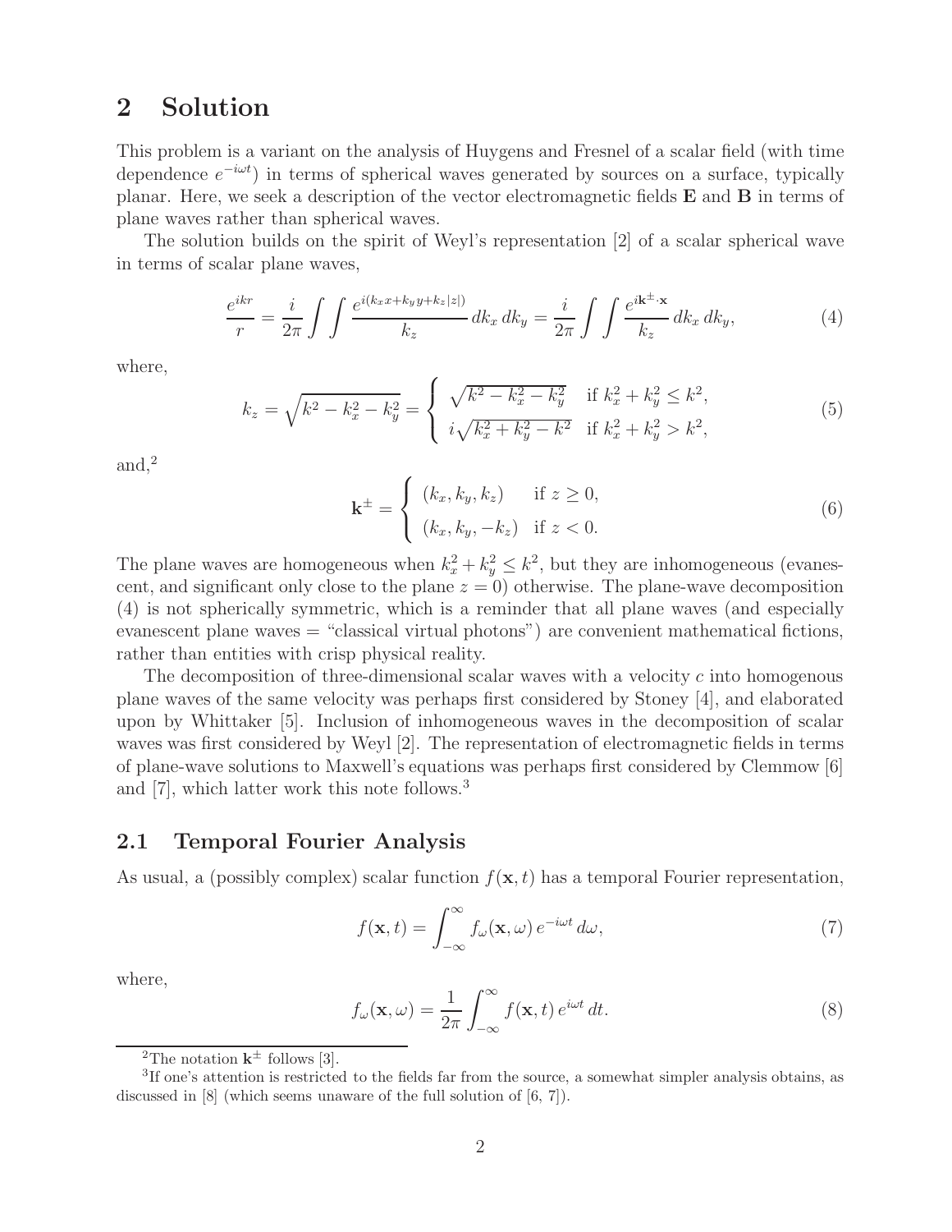# 2 Solution

This problem is a variant on the analysis of Huygens and Fresnel of a scalar field (with time dependence $e^{-i\omega t}$) in terms of spherical waves generated by sources on a surface, typically planar. Here, we seek a description of the vector electromagnetic fields $\mathbf{E}$ and $\mathbf{B}$ in terms of plane waves rather than spherical waves.

The solution builds on the spirit of Weyl's representation [2] of a scalar spherical wave in terms of scalar plane waves,

$$\frac{e^{ikr}}{r} = \frac{i}{2\pi} \int\int \frac{e^{i(k_x x + k_y y + k_z |z|)}}{k_z}\, dk_x\, dk_y = \frac{i}{2\pi} \int\int \frac{e^{i\mathbf{k}^{\pm}\cdot\mathbf{x}}}{k_z}\, dk_x\, dk_y, \tag{4}$$

where,

$$k_z = \sqrt{k^2 - k_x^2 - k_y^2} = \begin{cases} \sqrt{k^2 - k_x^2 - k_y^2} & \text{if } k_x^2 + k_y^2 \le k^2, \\ i\sqrt{k_x^2 + k_y^2 - k^2} & \text{if } k_x^2 + k_y^2 > k^2, \end{cases} \tag{5}$$

and,[2]

$$\mathbf{k}^{\pm} = \begin{cases} (k_x, k_y, k_z) & \text{if } z \ge 0, \\ (k_x, k_y, -k_z) & \text{if } z < 0. \end{cases} \tag{6}$$

The plane waves are homogeneous when $k_x^2 + k_y^2 \le k^2$, but they are inhomogeneous (evanescent, and significant only close to the plane $z = 0$) otherwise. The plane-wave decomposition (4) is not spherically symmetric, which is a reminder that all plane waves (and especially evanescent plane waves = "classical virtual photons") are convenient mathematical fictions, rather than entities with crisp physical reality.

The decomposition of three-dimensional scalar waves with a velocity $c$ into homogenous plane waves of the same velocity was perhaps first considered by Stoney [4], and elaborated upon by Whittaker [5]. Inclusion of inhomogeneous waves in the decomposition of scalar waves was first considered by Weyl [2]. The representation of electromagnetic fields in terms of plane-wave solutions to Maxwell's equations was perhaps first considered by Clemmow [6] and [7], which latter work this note follows.[3]

## 2.1 Temporal Fourier Analysis

As usual, a (possibly complex) scalar function $f(\mathbf{x}, t)$ has a temporal Fourier representation,

$$f(\mathbf{x}, t) = \int_{-\infty}^{\infty} f_\omega(\mathbf{x}, \omega)\, e^{-i\omega t}\, d\omega, \tag{7}$$

where,

$$f_\omega(\mathbf{x}, \omega) = \frac{1}{2\pi} \int_{-\infty}^{\infty} f(\mathbf{x}, t)\, e^{i\omega t}\, dt. \tag{8}$$

[2] The notation $\mathbf{k}^{\pm}$ follows [3].

[3] If one's attention is restricted to the fields far from the source, a somewhat simpler analysis obtains, as discussed in [8] (which seems unaware of the full solution of [6, 7]).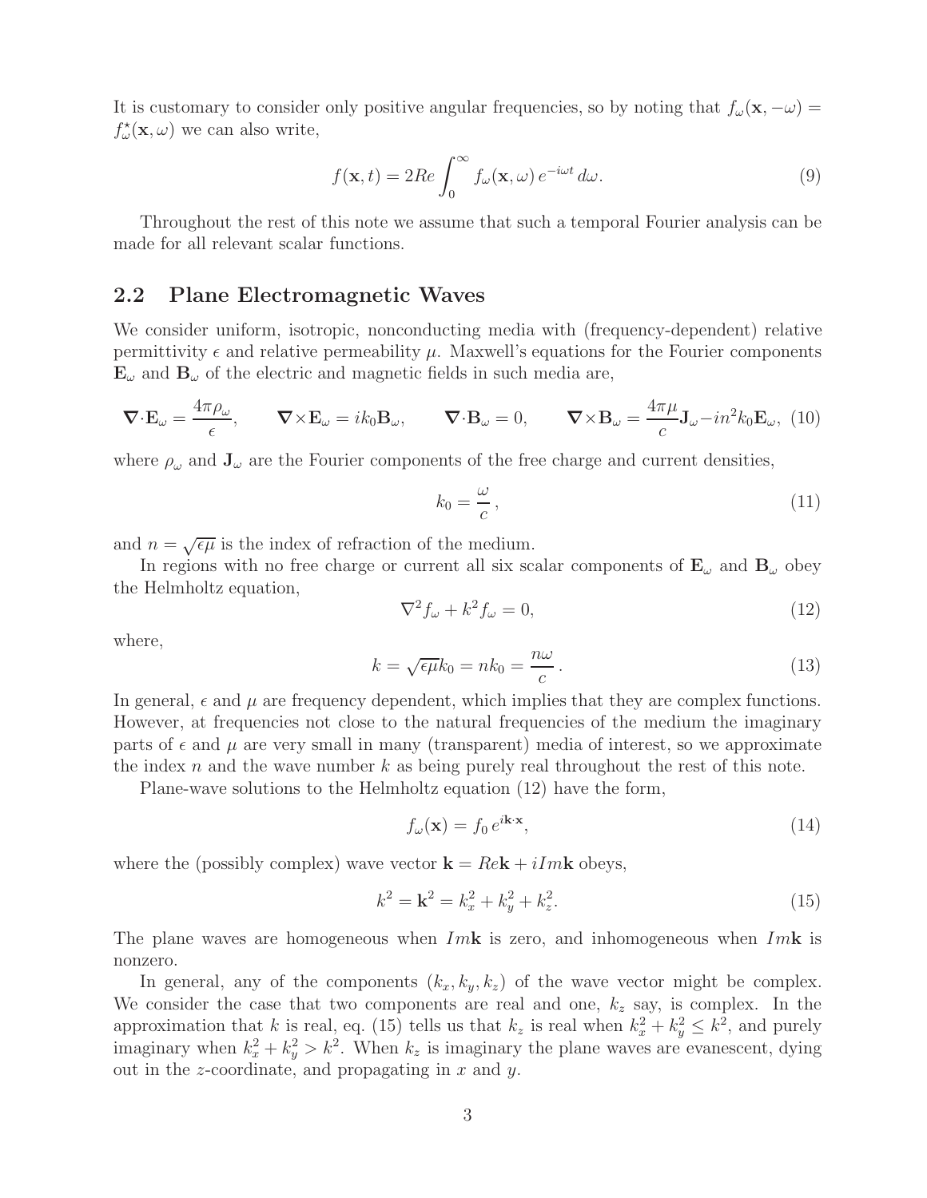It is customary to consider only positive angular frequencies, so by noting that $f_\omega(\mathbf{x}, -\omega) = f^\star_\omega(\mathbf{x}, \omega)$ we can also write,

$$f(\mathbf{x}, t) = 2Re \int_0^\infty f_\omega(\mathbf{x}, \omega)\, e^{-i\omega t}\, d\omega. \tag{9}$$

Throughout the rest of this note we assume that such a temporal Fourier analysis can be made for all relevant scalar functions.

## 2.2 Plane Electromagnetic Waves

We consider uniform, isotropic, nonconducting media with (frequency-dependent) relative permittivity $\epsilon$ and relative permeability $\mu$. Maxwell's equations for the Fourier components $\mathbf{E}_\omega$ and $\mathbf{B}_\omega$ of the electric and magnetic fields in such media are,

$$\boldsymbol{\nabla}\cdot\mathbf{E}_\omega = \frac{4\pi\rho_\omega}{\epsilon}, \qquad \boldsymbol{\nabla}\times\mathbf{E}_\omega = ik_0\mathbf{B}_\omega, \qquad \boldsymbol{\nabla}\cdot\mathbf{B}_\omega = 0, \qquad \boldsymbol{\nabla}\times\mathbf{B}_\omega = \frac{4\pi\mu}{c}\mathbf{J}_\omega - in^2k_0\mathbf{E}_\omega, \tag{10}$$

where $\rho_\omega$ and $\mathbf{J}_\omega$ are the Fourier components of the free charge and current densities,

$$k_0 = \frac{\omega}{c}\,, \tag{11}$$

and $n = \sqrt{\epsilon\mu}$ is the index of refraction of the medium.

In regions with no free charge or current all six scalar components of $\mathbf{E}_\omega$ and $\mathbf{B}_\omega$ obey the Helmholtz equation,

$$\nabla^2 f_\omega + k^2 f_\omega = 0, \tag{12}$$

where,

$$k = \sqrt{\epsilon\mu}k_0 = nk_0 = \frac{n\omega}{c}\,. \tag{13}$$

In general, $\epsilon$ and $\mu$ are frequency dependent, which implies that they are complex functions. However, at frequencies not close to the natural frequencies of the medium the imaginary parts of $\epsilon$ and $\mu$ are very small in many (transparent) media of interest, so we approximate the index $n$ and the wave number $k$ as being purely real throughout the rest of this note.

Plane-wave solutions to the Helmholtz equation (12) have the form,

$$f_\omega(\mathbf{x}) = f_0\, e^{i\mathbf{k}\cdot\mathbf{x}}, \tag{14}$$

where the (possibly complex) wave vector $\mathbf{k} = Re\mathbf{k} + iIm\mathbf{k}$ obeys,

$$k^2 = \mathbf{k}^2 = k_x^2 + k_y^2 + k_z^2. \tag{15}$$

The plane waves are homogeneous when $Im\mathbf{k}$ is zero, and inhomogeneous when $Im\mathbf{k}$ is nonzero.

In general, any of the components $(k_x, k_y, k_z)$ of the wave vector might be complex. We consider the case that two components are real and one, $k_z$ say, is complex. In the approximation that $k$ is real, eq. (15) tells us that $k_z$ is real when $k_x^2 + k_y^2 \le k^2$, and purely imaginary when $k_x^2 + k_y^2 > k^2$. When $k_z$ is imaginary the plane waves are evanescent, dying out in the $z$-coordinate, and propagating in $x$ and $y$.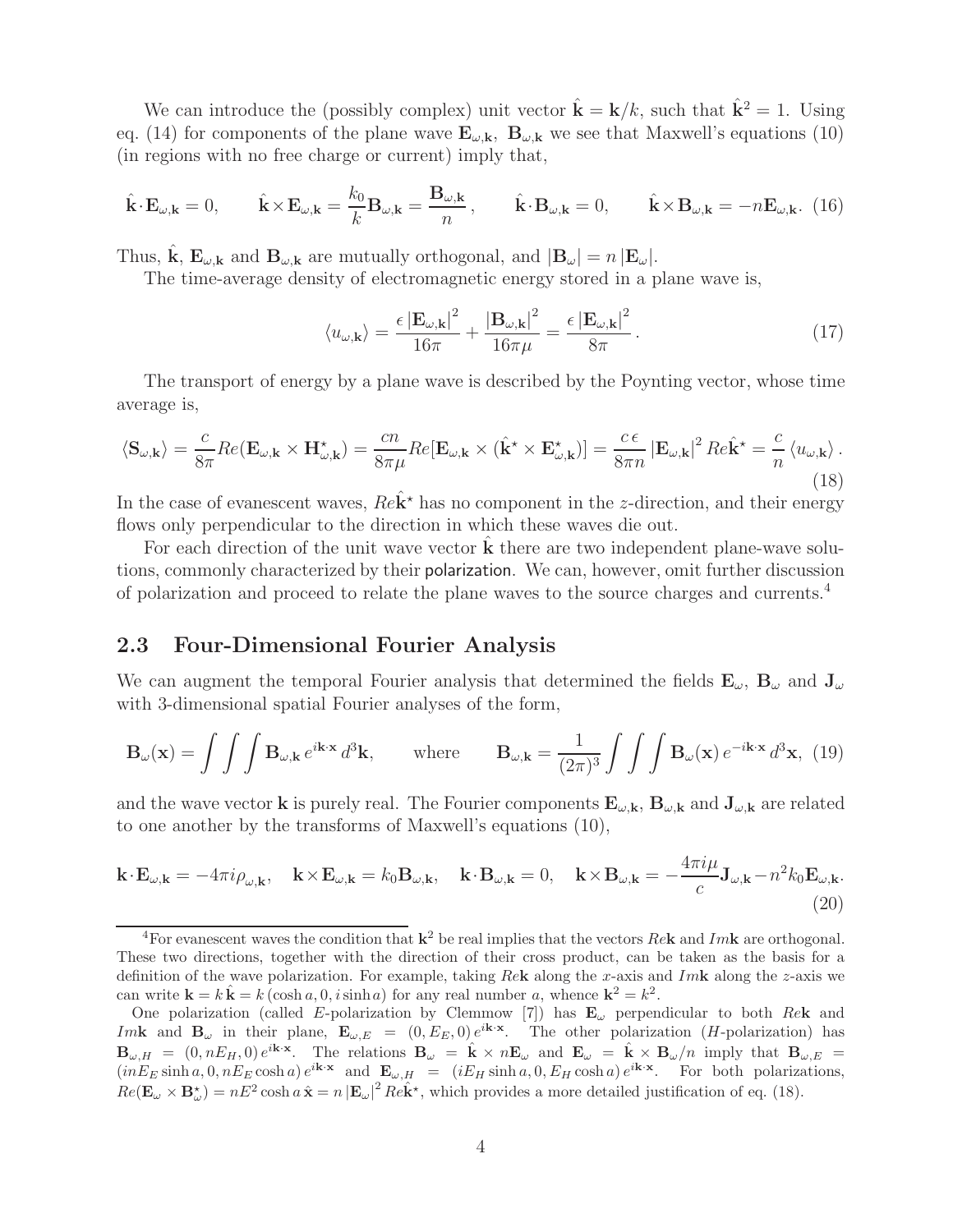We can introduce the (possibly complex) unit vector $\hat{\mathbf{k}} = \mathbf{k}/k$, such that $\hat{\mathbf{k}}^2 = 1$. Using eq. (14) for components of the plane wave $\mathbf{E}_{\omega,\mathbf{k}}$, $\mathbf{B}_{\omega,\mathbf{k}}$ we see that Maxwell's equations (10) (in regions with no free charge or current) imply that,

$$\hat{\mathbf{k}}\cdot\mathbf{E}_{\omega,\mathbf{k}} = 0, \qquad \hat{\mathbf{k}}\times\mathbf{E}_{\omega,\mathbf{k}} = \frac{k_0}{k}\mathbf{B}_{\omega,\mathbf{k}} = \frac{\mathbf{B}_{\omega,\mathbf{k}}}{n}, \qquad \hat{\mathbf{k}}\cdot\mathbf{B}_{\omega,\mathbf{k}} = 0, \qquad \hat{\mathbf{k}}\times\mathbf{B}_{\omega,\mathbf{k}} = -n\mathbf{E}_{\omega,\mathbf{k}}. \quad (16)$$

Thus, $\hat{\mathbf{k}}$, $\mathbf{E}_{\omega,\mathbf{k}}$ and $\mathbf{B}_{\omega,\mathbf{k}}$ are mutually orthogonal, and $|\mathbf{B}_\omega| = n\,|\mathbf{E}_\omega|$.

The time-average density of electromagnetic energy stored in a plane wave is,

$$\langle u_{\omega,\mathbf{k}}\rangle = \frac{\epsilon\,|\mathbf{E}_{\omega,\mathbf{k}}|^2}{16\pi} + \frac{|\mathbf{B}_{\omega,\mathbf{k}}|^2}{16\pi\mu} = \frac{\epsilon\,|\mathbf{E}_{\omega,\mathbf{k}}|^2}{8\pi}. \quad (17)$$

The transport of energy by a plane wave is described by the Poynting vector, whose time average is,

$$\langle \mathbf{S}_{\omega,\mathbf{k}}\rangle = \frac{c}{8\pi}Re(\mathbf{E}_{\omega,\mathbf{k}}\times\mathbf{H}^\star_{\omega,\mathbf{k}}) = \frac{cn}{8\pi\mu}Re[\mathbf{E}_{\omega,\mathbf{k}}\times(\hat{\mathbf{k}}^\star\times\mathbf{E}^\star_{\omega,\mathbf{k}})] = \frac{c\,\epsilon}{8\pi n}\,|\mathbf{E}_{\omega,\mathbf{k}}|^2\,Re\hat{\mathbf{k}}^\star = \frac{c}{n}\,\langle u_{\omega,\mathbf{k}}\rangle\,. \quad (18)$$

In the case of evanescent waves, $Re\hat{\mathbf{k}}^\star$ has no component in the $z$-direction, and their energy flows only perpendicular to the direction in which these waves die out.

For each direction of the unit wave vector $\hat{\mathbf{k}}$ there are two independent plane-wave solutions, commonly characterized by their polarization. We can, however, omit further discussion of polarization and proceed to relate the plane waves to the source charges and currents.[4]

## 2.3 Four-Dimensional Fourier Analysis

We can augment the temporal Fourier analysis that determined the fields $\mathbf{E}_\omega$, $\mathbf{B}_\omega$ and $\mathbf{J}_\omega$ with 3-dimensional spatial Fourier analyses of the form,

$$\mathbf{B}_\omega(\mathbf{x}) = \int\int\int \mathbf{B}_{\omega,\mathbf{k}}\,e^{i\mathbf{k}\cdot\mathbf{x}}\,d^3\mathbf{k}, \qquad \text{where} \qquad \mathbf{B}_{\omega,\mathbf{k}} = \frac{1}{(2\pi)^3}\int\int\int \mathbf{B}_\omega(\mathbf{x})\,e^{-i\mathbf{k}\cdot\mathbf{x}}\,d^3\mathbf{x}, \quad (19)$$

and the wave vector $\mathbf{k}$ is purely real. The Fourier components $\mathbf{E}_{\omega,\mathbf{k}}$, $\mathbf{B}_{\omega,\mathbf{k}}$ and $\mathbf{J}_{\omega,\mathbf{k}}$ are related to one another by the transforms of Maxwell's equations (10),

$$\mathbf{k}\cdot\mathbf{E}_{\omega,\mathbf{k}} = -4\pi i\rho_{\omega,\mathbf{k}}, \quad \mathbf{k}\times\mathbf{E}_{\omega,\mathbf{k}} = k_0\mathbf{B}_{\omega,\mathbf{k}}, \quad \mathbf{k}\cdot\mathbf{B}_{\omega,\mathbf{k}} = 0, \quad \mathbf{k}\times\mathbf{B}_{\omega,\mathbf{k}} = -\frac{4\pi i\mu}{c}\mathbf{J}_{\omega,\mathbf{k}} - n^2k_0\mathbf{E}_{\omega,\mathbf{k}}. \quad (20)$$

---

[4] For evanescent waves the condition that $\mathbf{k}^2$ be real implies that the vectors $Re\mathbf{k}$ and $Im\mathbf{k}$ are orthogonal. These two directions, together with the direction of their cross product, can be taken as the basis for a definition of the wave polarization. For example, taking $Re\mathbf{k}$ along the $x$-axis and $Im\mathbf{k}$ along the $z$-axis we can write $\mathbf{k} = k\,\hat{\mathbf{k}} = k\,(\cosh a, 0, i\sinh a)$ for any real number $a$, whence $\mathbf{k}^2 = k^2$.

One polarization (called $E$-polarization by Clemmow [7]) has $\mathbf{E}_\omega$ perpendicular to both $Re\mathbf{k}$ and $Im\mathbf{k}$ and $\mathbf{B}_\omega$ in their plane, $\mathbf{E}_{\omega,E} = (0, E_E, 0)\,e^{i\mathbf{k}\cdot\mathbf{x}}$. The other polarization ($H$-polarization) has $\mathbf{B}_{\omega,H} = (0, nE_H, 0)\,e^{i\mathbf{k}\cdot\mathbf{x}}$. The relations $\mathbf{B}_\omega = \hat{\mathbf{k}}\times n\mathbf{E}_\omega$ and $\mathbf{E}_\omega = \hat{\mathbf{k}}\times\mathbf{B}_\omega/n$ imply that $\mathbf{B}_{\omega,E} = (inE_E\sinh a, 0, nE_E\cosh a)\,e^{i\mathbf{k}\cdot\mathbf{x}}$ and $\mathbf{E}_{\omega,H} = (iE_H\sinh a, 0, E_H\cosh a)\,e^{i\mathbf{k}\cdot\mathbf{x}}$. For both polarizations, $Re(\mathbf{E}_\omega\times\mathbf{B}^\star_\omega) = nE^2\cosh a\,\hat{\mathbf{x}} = n\,|\mathbf{E}_\omega|^2\,Re\hat{\mathbf{k}}^\star$, which provides a more detailed justification of eq. (18).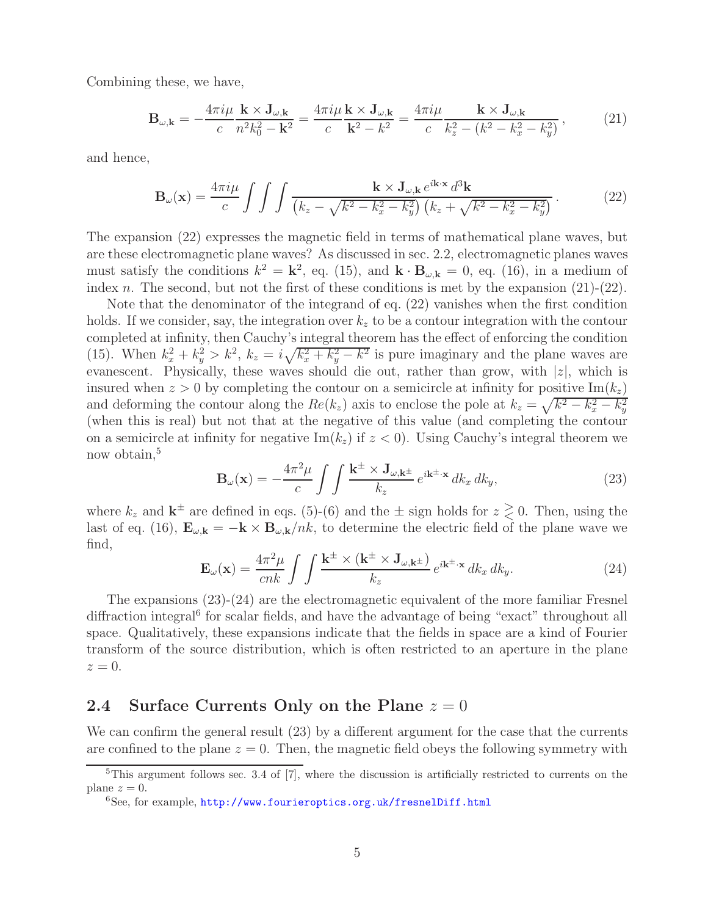Combining these, we have,

$$\mathbf{B}_{\omega,\mathbf{k}} = -\frac{4\pi i\mu}{c}\frac{\mathbf{k}\times\mathbf{J}_{\omega,\mathbf{k}}}{n^2k_0^2-\mathbf{k}^2} = \frac{4\pi i\mu}{c}\frac{\mathbf{k}\times\mathbf{J}_{\omega,\mathbf{k}}}{\mathbf{k}^2-k^2} = \frac{4\pi i\mu}{c}\frac{\mathbf{k}\times\mathbf{J}_{\omega,\mathbf{k}}}{k_z^2-(k^2-k_x^2-k_y^2)}\,, \tag{21}$$

and hence,

$$\mathbf{B}_\omega(\mathbf{x}) = \frac{4\pi i\mu}{c}\int\!\!\int\!\!\int \frac{\mathbf{k}\times\mathbf{J}_{\omega,\mathbf{k}}\, e^{i\mathbf{k}\cdot\mathbf{x}}\, d^3\mathbf{k}}{\left(k_z-\sqrt{k^2-k_x^2-k_y^2}\right)\left(k_z+\sqrt{k^2-k_x^2-k_y^2}\right)}\,. \tag{22}$$

The expansion (22) expresses the magnetic field in terms of mathematical plane waves, but are these electromagnetic plane waves? As discussed in sec. 2.2, electromagnetic planes waves must satisfy the conditions $k^2 = \mathbf{k}^2$, eq. (15), and $\mathbf{k}\cdot\mathbf{B}_{\omega,\mathbf{k}} = 0$, eq. (16), in a medium of index $n$. The second, but not the first of these conditions is met by the expansion (21)-(22).

Note that the denominator of the integrand of eq. (22) vanishes when the first condition holds. If we consider, say, the integration over $k_z$ to be a contour integration with the contour completed at infinity, then Cauchy's integral theorem has the effect of enforcing the condition (15). When $k_x^2 + k_y^2 > k^2$, $k_z = i\sqrt{k_x^2+k_y^2-k^2}$ is pure imaginary and the plane waves are evanescent. Physically, these waves should die out, rather than grow, with $|z|$, which is insured when $z > 0$ by completing the contour on a semicircle at infinity for positive $\mathrm{Im}(k_z)$ and deforming the contour along the $Re(k_z)$ axis to enclose the pole at $k_z = \sqrt{k^2-k_x^2-k_y^2}$ (when this is real) but not that at the negative of this value (and completing the contour on a semicircle at infinity for negative $\mathrm{Im}(k_z)$ if $z < 0$). Using Cauchy's integral theorem we now obtain,[5]

$$\mathbf{B}_\omega(\mathbf{x}) = -\frac{4\pi^2\mu}{c}\int\!\!\int \frac{\mathbf{k}^\pm\times\mathbf{J}_{\omega,\mathbf{k}^\pm}}{k_z}\, e^{i\mathbf{k}^\pm\cdot\mathbf{x}}\, dk_x\, dk_y, \tag{23}$$

where $k_z$ and $\mathbf{k}^\pm$ are defined in eqs. (5)-(6) and the $\pm$ sign holds for $z \gtrless 0$. Then, using the last of eq. (16), $\mathbf{E}_{\omega,\mathbf{k}} = -\mathbf{k}\times\mathbf{B}_{\omega,\mathbf{k}}/nk$, to determine the electric field of the plane wave we find,

$$\mathbf{E}_\omega(\mathbf{x}) = \frac{4\pi^2\mu}{cnk}\int\!\!\int \frac{\mathbf{k}^\pm\times(\mathbf{k}^\pm\times\mathbf{J}_{\omega,\mathbf{k}^\pm})}{k_z}\, e^{i\mathbf{k}^\pm\cdot\mathbf{x}}\, dk_x\, dk_y. \tag{24}$$

The expansions (23)-(24) are the electromagnetic equivalent of the more familiar Fresnel diffraction integral[6] for scalar fields, and have the advantage of being "exact" throughout all space. Qualitatively, these expansions indicate that the fields in space are a kind of Fourier transform of the source distribution, which is often restricted to an aperture in the plane $z = 0$.

### 2.4 Surface Currents Only on the Plane $z = 0$

We can confirm the general result (23) by a different argument for the case that the currents are confined to the plane $z = 0$. Then, the magnetic field obeys the following symmetry with

---

[5] This argument follows sec. 3.4 of [7], where the discussion is artificially restricted to currents on the plane $z = 0$.

[6] See, for example, http://www.fourieroptics.org.uk/fresnelDiff.html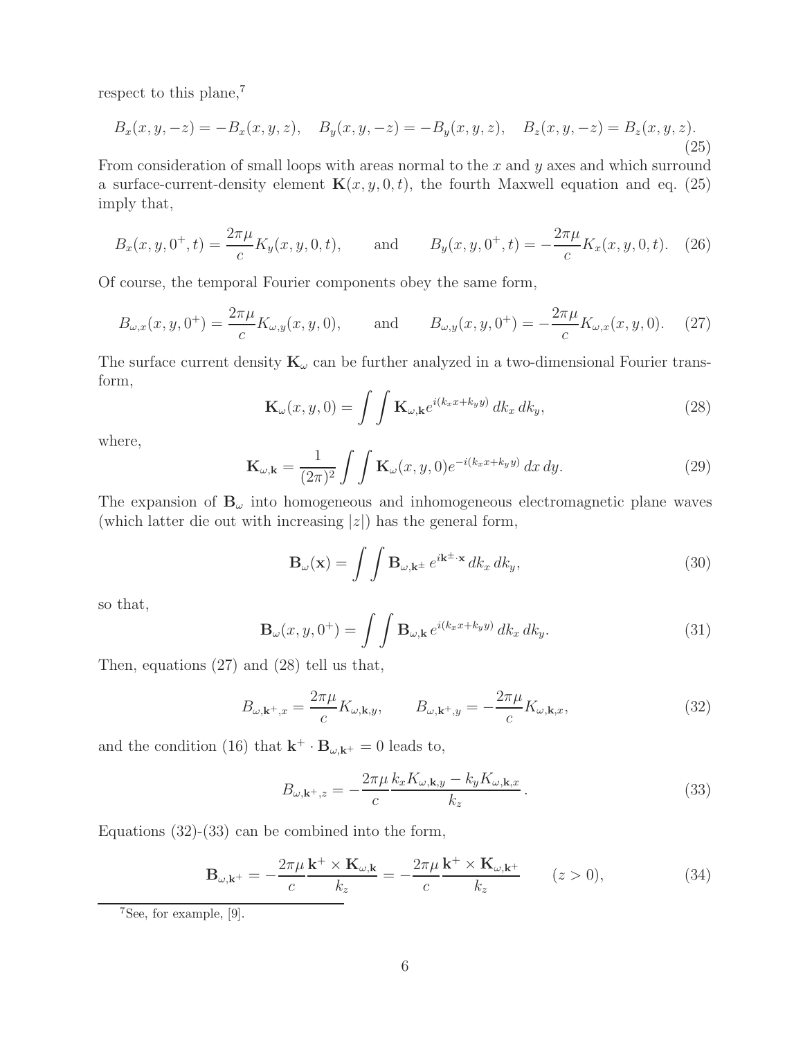respect to this plane,[7]

$$B_x(x, y, -z) = -B_x(x, y, z), \quad B_y(x, y, -z) = -B_y(x, y, z), \quad B_z(x, y, -z) = B_z(x, y, z). \tag{25}$$

From consideration of small loops with areas normal to the $x$ and $y$ axes and which surround a surface-current-density element $\mathbf{K}(x, y, 0, t)$, the fourth Maxwell equation and eq. (25) imply that,

$$B_x(x, y, 0^+, t) = \frac{2\pi\mu}{c} K_y(x, y, 0, t), \qquad \text{and} \qquad B_y(x, y, 0^+, t) = -\frac{2\pi\mu}{c} K_x(x, y, 0, t). \tag{26}$$

Of course, the temporal Fourier components obey the same form,

$$B_{\omega,x}(x, y, 0^+) = \frac{2\pi\mu}{c} K_{\omega,y}(x, y, 0), \qquad \text{and} \qquad B_{\omega,y}(x, y, 0^+) = -\frac{2\pi\mu}{c} K_{\omega,x}(x, y, 0). \tag{27}$$

The surface current density $\mathbf{K}_\omega$ can be further analyzed in a two-dimensional Fourier transform,

$$\mathbf{K}_\omega(x, y, 0) = \int\int \mathbf{K}_{\omega,\mathbf{k}} e^{i(k_x x + k_y y)}\, dk_x\, dk_y, \tag{28}$$

where,

$$\mathbf{K}_{\omega,\mathbf{k}} = \frac{1}{(2\pi)^2} \int\int \mathbf{K}_\omega(x, y, 0) e^{-i(k_x x + k_y y)}\, dx\, dy. \tag{29}$$

The expansion of $\mathbf{B}_\omega$ into homogeneous and inhomogeneous electromagnetic plane waves (which latter die out with increasing $|z|$) has the general form,

$$\mathbf{B}_\omega(\mathbf{x}) = \int\int \mathbf{B}_{\omega,\mathbf{k}^\pm}\, e^{i\mathbf{k}^\pm\cdot\mathbf{x}}\, dk_x\, dk_y, \tag{30}$$

so that,

$$\mathbf{B}_\omega(x, y, 0^+) = \int\int \mathbf{B}_{\omega,\mathbf{k}}\, e^{i(k_x x + k_y y)}\, dk_x\, dk_y. \tag{31}$$

Then, equations (27) and (28) tell us that,

$$B_{\omega,\mathbf{k}^+,x} = \frac{2\pi\mu}{c} K_{\omega,\mathbf{k},y}, \qquad B_{\omega,\mathbf{k}^+,y} = -\frac{2\pi\mu}{c} K_{\omega,\mathbf{k},x}, \tag{32}$$

and the condition (16) that $\mathbf{k}^+ \cdot \mathbf{B}_{\omega,\mathbf{k}^+} = 0$ leads to,

$$B_{\omega,\mathbf{k}^+,z} = -\frac{2\pi\mu}{c} \frac{k_x K_{\omega,\mathbf{k},y} - k_y K_{\omega,\mathbf{k},x}}{k_z}. \tag{33}$$

Equations (32)-(33) can be combined into the form,

$$\mathbf{B}_{\omega,\mathbf{k}^+} = -\frac{2\pi\mu}{c} \frac{\mathbf{k}^+ \times \mathbf{K}_{\omega,\mathbf{k}}}{k_z} = -\frac{2\pi\mu}{c} \frac{\mathbf{k}^+ \times \mathbf{K}_{\omega,\mathbf{k}^+}}{k_z} \qquad (z > 0), \tag{34}$$

[7] See, for example, [9].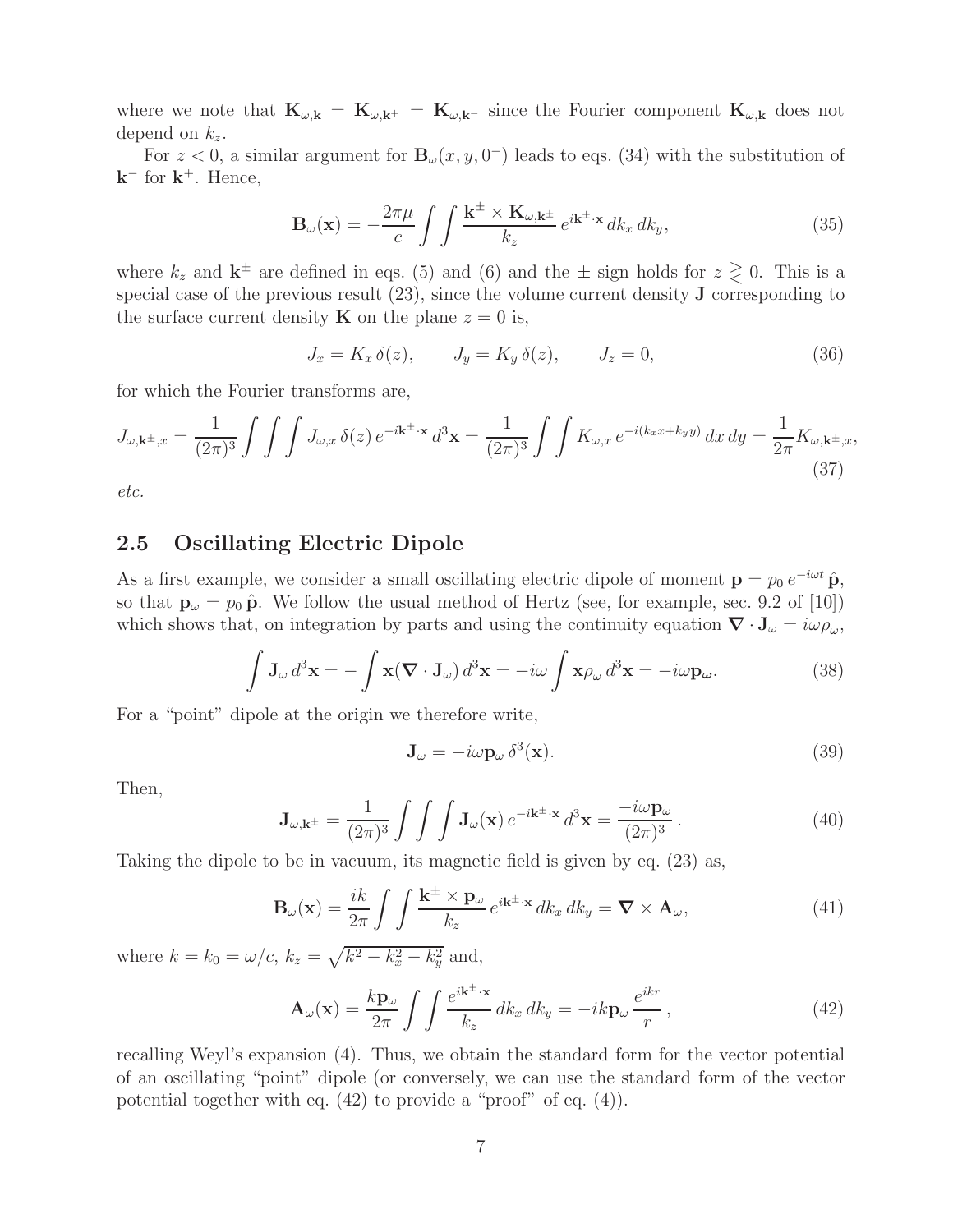where we note that $\mathbf{K}_{\omega,\mathbf{k}} = \mathbf{K}_{\omega,\mathbf{k}^+} = \mathbf{K}_{\omega,\mathbf{k}^-}$ since the Fourier component $\mathbf{K}_{\omega,\mathbf{k}}$ does not depend on $k_z$.

For $z < 0$, a similar argument for $\mathbf{B}_\omega(x, y, 0^-)$ leads to eqs. (34) with the substitution of $\mathbf{k}^-$ for $\mathbf{k}^+$. Hence,

$$\mathbf{B}_\omega(\mathbf{x}) = -\frac{2\pi\mu}{c} \int\int \frac{\mathbf{k}^\pm \times \mathbf{K}_{\omega,\mathbf{k}^\pm}}{k_z} e^{i\mathbf{k}^\pm \cdot \mathbf{x}}\, dk_x\, dk_y, \tag{35}$$

where $k_z$ and $\mathbf{k}^\pm$ are defined in eqs. (5) and (6) and the $\pm$ sign holds for $z \gtrless 0$. This is a special case of the previous result (23), since the volume current density $\mathbf{J}$ corresponding to the surface current density $\mathbf{K}$ on the plane $z = 0$ is,

$$J_x = K_x\, \delta(z), \qquad J_y = K_y\, \delta(z), \qquad J_z = 0, \tag{36}$$

for which the Fourier transforms are,

$$J_{\omega,\mathbf{k}^\pm,x} = \frac{1}{(2\pi)^3} \int\int\int J_{\omega,x}\, \delta(z)\, e^{-i\mathbf{k}^\pm \cdot \mathbf{x}}\, d^3\mathbf{x} = \frac{1}{(2\pi)^3} \int\int K_{\omega,x}\, e^{-i(k_x x + k_y y)}\, dx\, dy = \frac{1}{2\pi} K_{\omega,\mathbf{k}^\pm,x}, \tag{37}$$

*etc.*

## 2.5 Oscillating Electric Dipole

As a first example, we consider a small oscillating electric dipole of moment $\mathbf{p} = p_0\, e^{-i\omega t}\, \hat{\mathbf{p}}$, so that $\mathbf{p}_\omega = p_0\, \hat{\mathbf{p}}$. We follow the usual method of Hertz (see, for example, sec. 9.2 of [10]) which shows that, on integration by parts and using the continuity equation $\nabla \cdot \mathbf{J}_\omega = i\omega\rho_\omega$,

$$\int \mathbf{J}_\omega\, d^3\mathbf{x} = -\int \mathbf{x}(\nabla \cdot \mathbf{J}_\omega)\, d^3\mathbf{x} = -i\omega \int \mathbf{x}\rho_\omega\, d^3\mathbf{x} = -i\omega \mathbf{p}_{\boldsymbol{\omega}}. \tag{38}$$

For a "point" dipole at the origin we therefore write,

$$\mathbf{J}_\omega = -i\omega \mathbf{p}_\omega\, \delta^3(\mathbf{x}). \tag{39}$$

Then,

$$\mathbf{J}_{\omega,\mathbf{k}^\pm} = \frac{1}{(2\pi)^3} \int\int\int \mathbf{J}_\omega(\mathbf{x})\, e^{-i\mathbf{k}^\pm \cdot \mathbf{x}}\, d^3\mathbf{x} = \frac{-i\omega \mathbf{p}_\omega}{(2\pi)^3}\, . \tag{40}$$

Taking the dipole to be in vacuum, its magnetic field is given by eq. (23) as,

$$\mathbf{B}_\omega(\mathbf{x}) = \frac{ik}{2\pi} \int\int \frac{\mathbf{k}^\pm \times \mathbf{p}_\omega}{k_z} e^{i\mathbf{k}^\pm \cdot \mathbf{x}}\, dk_x\, dk_y = \nabla \times \mathbf{A}_\omega, \tag{41}$$

where $k = k_0 = \omega/c$, $k_z = \sqrt{k^2 - k_x^2 - k_y^2}$ and,

$$\mathbf{A}_\omega(\mathbf{x}) = \frac{k\mathbf{p}_\omega}{2\pi} \int\int \frac{e^{i\mathbf{k}^\pm \cdot \mathbf{x}}}{k_z}\, dk_x\, dk_y = -ik\mathbf{p}_\omega\, \frac{e^{ikr}}{r}\, , \tag{42}$$

recalling Weyl's expansion (4). Thus, we obtain the standard form for the vector potential of an oscillating "point" dipole (or conversely, we can use the standard form of the vector potential together with eq. (42) to provide a "proof" of eq. (4)).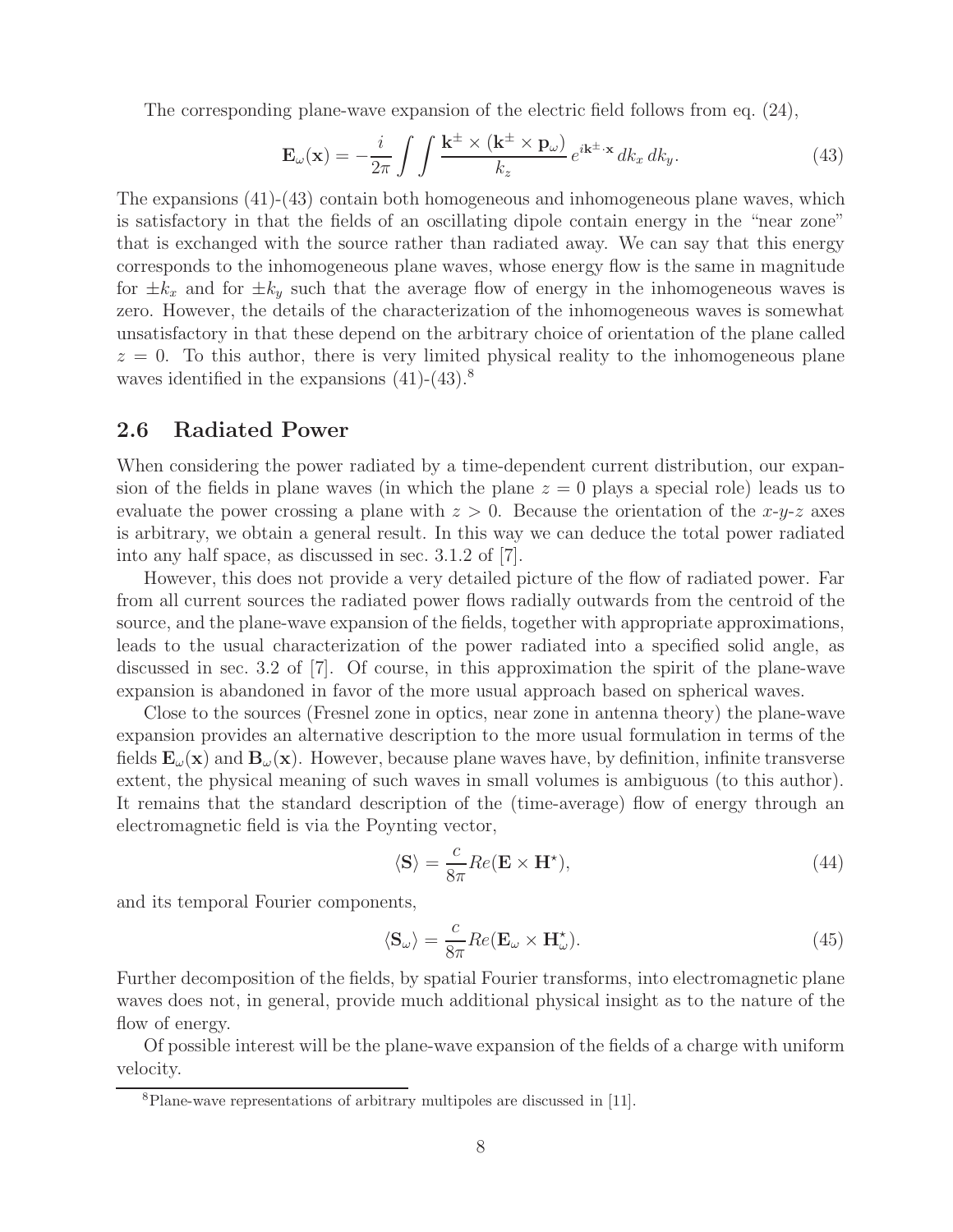The corresponding plane-wave expansion of the electric field follows from eq. (24),

$$\mathbf{E}_\omega(\mathbf{x}) = -\frac{i}{2\pi} \int\int \frac{\mathbf{k}^\pm \times (\mathbf{k}^\pm \times \mathbf{p}_\omega)}{k_z} e^{i\mathbf{k}^\pm \cdot \mathbf{x}} \, dk_x \, dk_y. \tag{43}$$

The expansions (41)-(43) contain both homogeneous and inhomogeneous plane waves, which is satisfactory in that the fields of an oscillating dipole contain energy in the "near zone" that is exchanged with the source rather than radiated away. We can say that this energy corresponds to the inhomogeneous plane waves, whose energy flow is the same in magnitude for $\pm k_x$ and for $\pm k_y$ such that the average flow of energy in the inhomogeneous waves is zero. However, the details of the characterization of the inhomogeneous waves is somewhat unsatisfactory in that these depend on the arbitrary choice of orientation of the plane called $z = 0$. To this author, there is very limited physical reality to the inhomogeneous plane waves identified in the expansions (41)-(43).[8]

## 2.6 Radiated Power

When considering the power radiated by a time-dependent current distribution, our expansion of the fields in plane waves (in which the plane $z = 0$ plays a special role) leads us to evaluate the power crossing a plane with $z > 0$. Because the orientation of the $x$-$y$-$z$ axes is arbitrary, we obtain a general result. In this way we can deduce the total power radiated into any half space, as discussed in sec. 3.1.2 of [7].

However, this does not provide a very detailed picture of the flow of radiated power. Far from all current sources the radiated power flows radially outwards from the centroid of the source, and the plane-wave expansion of the fields, together with appropriate approximations, leads to the usual characterization of the power radiated into a specified solid angle, as discussed in sec. 3.2 of [7]. Of course, in this approximation the spirit of the plane-wave expansion is abandoned in favor of the more usual approach based on spherical waves.

Close to the sources (Fresnel zone in optics, near zone in antenna theory) the plane-wave expansion provides an alternative description to the more usual formulation in terms of the fields $\mathbf{E}_\omega(\mathbf{x})$ and $\mathbf{B}_\omega(\mathbf{x})$. However, because plane waves have, by definition, infinite transverse extent, the physical meaning of such waves in small volumes is ambiguous (to this author). It remains that the standard description of the (time-average) flow of energy through an electromagnetic field is via the Poynting vector,

$$\langle \mathbf{S} \rangle = \frac{c}{8\pi} Re(\mathbf{E} \times \mathbf{H}^\star), \tag{44}$$

and its temporal Fourier components,

$$\langle \mathbf{S}_\omega \rangle = \frac{c}{8\pi} Re(\mathbf{E}_\omega \times \mathbf{H}_\omega^\star). \tag{45}$$

Further decomposition of the fields, by spatial Fourier transforms, into electromagnetic plane waves does not, in general, provide much additional physical insight as to the nature of the flow of energy.

Of possible interest will be the plane-wave expansion of the fields of a charge with uniform velocity.

---

[8] Plane-wave representations of arbitrary multipoles are discussed in [11].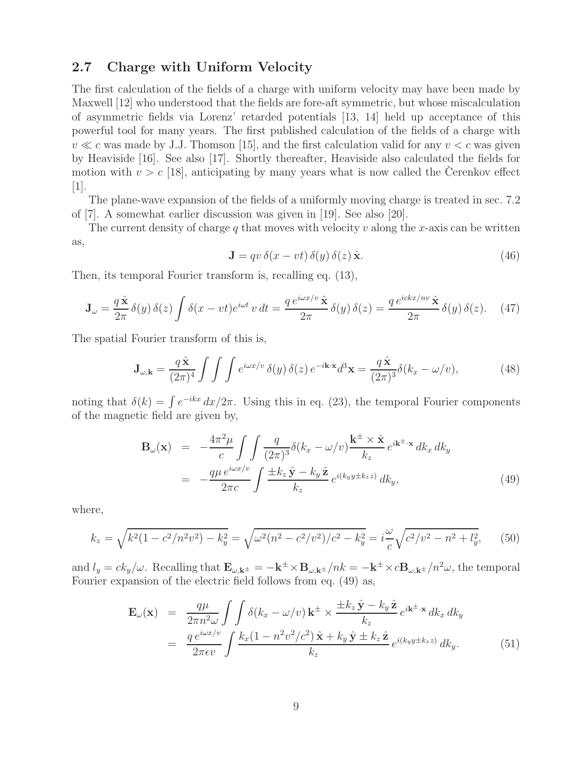## 2.7 Charge with Uniform Velocity

The first calculation of the fields of a charge with uniform velocity may have been made by Maxwell [12] who understood that the fields are fore-aft symmetric, but whose miscalculation of asymmetric fields via Lorenz' retarded potentials [13, 14] held up acceptance of this powerful tool for many years. The first published calculation of the fields of a charge with $v \ll c$ was made by J.J. Thomson [15], and the first calculation valid for any $v < c$ was given by Heaviside [16]. See also [17]. Shortly thereafter, Heaviside also calculated the fields for motion with $v > c$ [18], anticipating by many years what is now called the Čerenkov effect [1].

The plane-wave expansion of the fields of a uniformly moving charge is treated in sec. 7.2 of [7]. A somewhat earlier discussion was given in [19]. See also [20].

The current density of charge $q$ that moves with velocity $v$ along the $x$-axis can be written as,

$$\mathbf{J} = qv\,\delta(x - vt)\,\delta(y)\,\delta(z)\,\hat{\mathbf{x}}. \tag{46}$$

Then, its temporal Fourier transform is, recalling eq. (13),

$$\mathbf{J}_\omega = \frac{q\,\hat{\mathbf{x}}}{2\pi}\,\delta(y)\,\delta(z)\int \delta(x - vt)e^{i\omega t}\,v\,dt = \frac{q\,e^{i\omega x/v}\,\hat{\mathbf{x}}}{2\pi}\,\delta(y)\,\delta(z) = \frac{q\,e^{ickx/nv}\,\hat{\mathbf{x}}}{2\pi}\,\delta(y)\,\delta(z). \tag{47}$$

The spatial Fourier transform of this is,

$$\mathbf{J}_{\omega,\mathbf{k}} = \frac{q\,\hat{\mathbf{x}}}{(2\pi)^4}\int\int\int e^{i\omega x/v}\,\delta(y)\,\delta(z)\,e^{-i\mathbf{k}\cdot\mathbf{x}}d^3\mathbf{x} = \frac{q\,\hat{\mathbf{x}}}{(2\pi)^3}\delta(k_x - \omega/v), \tag{48}$$

noting that $\delta(k) = \int e^{-ikx}\,dx/2\pi$. Using this in eq. (23), the temporal Fourier components of the magnetic field are given by,

$$\begin{aligned}
\mathbf{B}_\omega(\mathbf{x}) &= -\frac{4\pi^2\mu}{c}\int\int \frac{q}{(2\pi)^3}\delta(k_x - \omega/v)\frac{\mathbf{k}^\pm \times \hat{\mathbf{x}}}{k_z}\,e^{i\mathbf{k}^\pm\cdot\mathbf{x}}\,dk_x\,dk_y \\
&= -\frac{q\mu\,e^{i\omega x/v}}{2\pi c}\int \frac{\pm k_z\,\hat{\mathbf{y}} - k_y\,\hat{\mathbf{z}}}{k_z}\,e^{i(k_y y \pm k_z z)}\,dk_y,
\end{aligned} \tag{49}$$

where,

$$k_z = \sqrt{k^2(1 - c^2/n^2v^2) - k_y^2} = \sqrt{\omega^2(n^2 - c^2/v^2)/c^2 - k_y^2} = i\frac{\omega}{c}\sqrt{c^2/v^2 - n^2 + l_y^2}, \tag{50}$$

and $l_y = ck_y/\omega$. Recalling that $\mathbf{E}_{\omega,\mathbf{k}^\pm} = -\mathbf{k}^\pm \times \mathbf{B}_{\omega,\mathbf{k}^\pm}/nk = -\mathbf{k}^\pm \times c\mathbf{B}_{\omega,\mathbf{k}^\pm}/n^2\omega$, the temporal Fourier expansion of the electric field follows from eq. (49) as,

$$\begin{aligned}
\mathbf{E}_\omega(\mathbf{x}) &= \frac{q\mu}{2\pi n^2\omega}\int\int \delta(k_x - \omega/v)\,\mathbf{k}^\pm \times \frac{\pm k_z\,\hat{\mathbf{y}} - k_y\,\hat{\mathbf{z}}}{k_z}\,e^{i\mathbf{k}^\pm\cdot\mathbf{x}}\,dk_x\,dk_y \\
&= \frac{q\,e^{i\omega x/v}}{2\pi\epsilon v}\int \frac{k_x(1 - n^2v^2/c^2)\,\hat{\mathbf{x}} + k_y\,\hat{\mathbf{y}} \pm k_z\,\hat{\mathbf{z}}}{k_z}\,e^{i(k_y y \pm k_z z)}\,dk_y.
\end{aligned} \tag{51}$$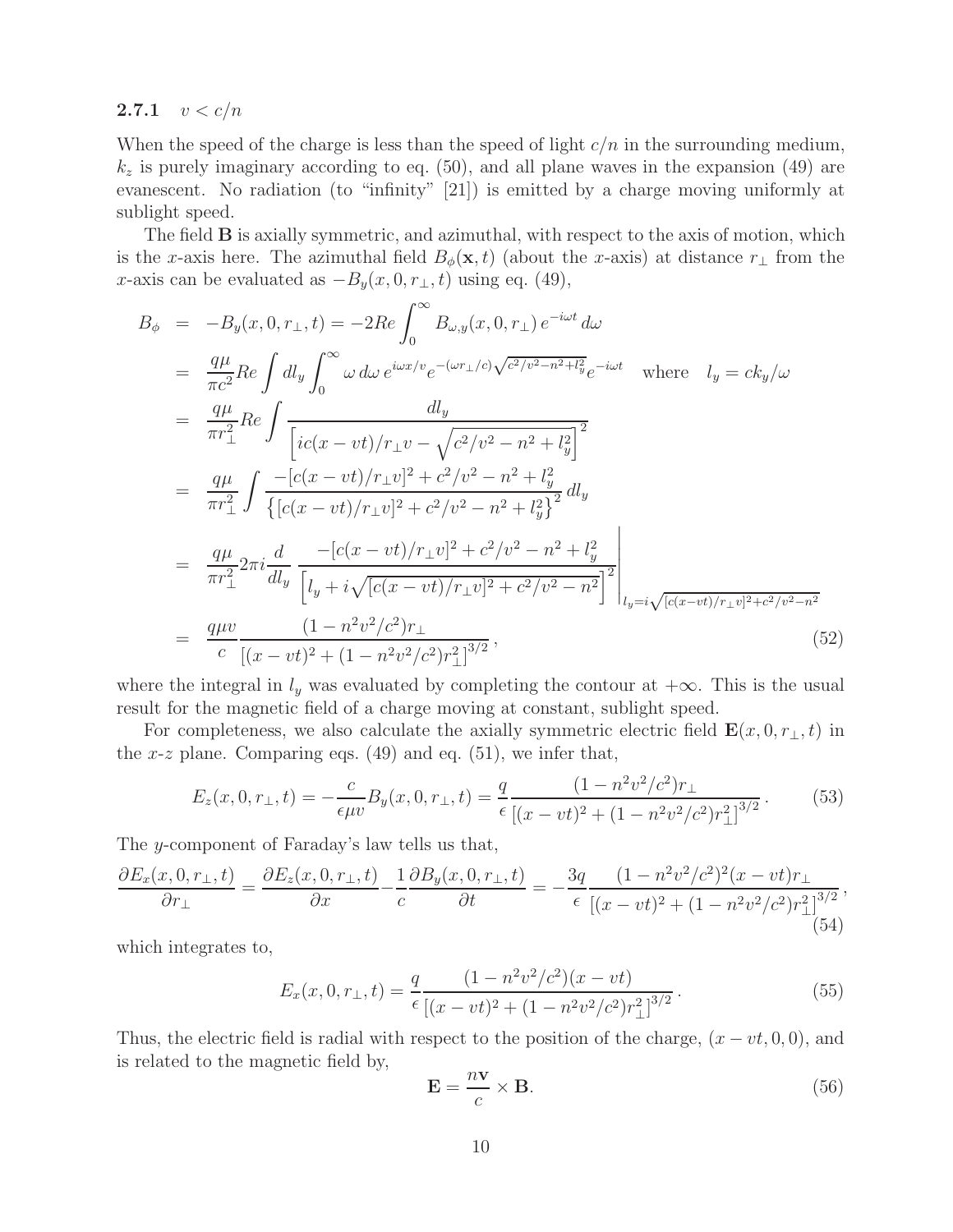### 2.7.1 $v < c/n$

When the speed of the charge is less than the speed of light $c/n$ in the surrounding medium, $k_z$ is purely imaginary according to eq. (50), and all plane waves in the expansion (49) are evanescent. No radiation (to "infinity" [21]) is emitted by a charge moving uniformly at sublight speed.

The field $\mathbf{B}$ is axially symmetric, and azimuthal, with respect to the axis of motion, which is the $x$-axis here. The azimuthal field $B_\phi(\mathbf{x}, t)$ (about the $x$-axis) at distance $r_\perp$ from the $x$-axis can be evaluated as $-B_y(x, 0, r_\perp, t)$ using eq. (49),

$$
\begin{aligned}
B_\phi &= -B_y(x, 0, r_\perp, t) = -2Re \int_0^\infty B_{\omega,y}(x, 0, r_\perp)\, e^{-i\omega t}\, d\omega \\
&= \frac{q\mu}{\pi c^2} Re \int dl_y \int_0^\infty \omega\, d\omega\, e^{i\omega x/v} e^{-(\omega r_\perp/c)\sqrt{c^2/v^2 - n^2 + l_y^2}} e^{-i\omega t} \quad \text{where} \quad l_y = ck_y/\omega \\
&= \frac{q\mu}{\pi r_\perp^2} Re \int \frac{dl_y}{\left[ic(x - vt)/r_\perp v - \sqrt{c^2/v^2 - n^2 + l_y^2}\right]^2} \\
&= \frac{q\mu}{\pi r_\perp^2} \int \frac{-[c(x - vt)/r_\perp v]^2 + c^2/v^2 - n^2 + l_y^2}{\left\{[c(x - vt)/r_\perp v]^2 + c^2/v^2 - n^2 + l_y^2\right\}^2}\, dl_y \\
&= \frac{q\mu}{\pi r_\perp^2} 2\pi i \frac{d}{dl_y} \left. \frac{-[c(x - vt)/r_\perp v]^2 + c^2/v^2 - n^2 + l_y^2}{\left[l_y + i\sqrt{[c(x - vt)/r_\perp v]^2 + c^2/v^2 - n^2}\right]^2} \right|_{l_y = i\sqrt{[c(x-vt)/r_\perp v]^2 + c^2/v^2 - n^2}} \\
&= \frac{q\mu v}{c} \frac{(1 - n^2 v^2/c^2) r_\perp}{\left[(x - vt)^2 + (1 - n^2 v^2/c^2) r_\perp^2\right]^{3/2}},
\end{aligned} \tag{52}
$$

where the integral in $l_y$ was evaluated by completing the contour at $+\infty$. This is the usual result for the magnetic field of a charge moving at constant, sublight speed.

For completeness, we also calculate the axially symmetric electric field $\mathbf{E}(x, 0, r_\perp, t)$ in the $x$-$z$ plane. Comparing eqs. (49) and eq. (51), we infer that,

$$
E_z(x, 0, r_\perp, t) = -\frac{c}{\epsilon\mu v} B_y(x, 0, r_\perp, t) = \frac{q}{\epsilon} \frac{(1 - n^2 v^2/c^2) r_\perp}{\left[(x - vt)^2 + (1 - n^2 v^2/c^2) r_\perp^2\right]^{3/2}}. \tag{53}
$$

The $y$-component of Faraday's law tells us that,

$$
\frac{\partial E_x(x, 0, r_\perp, t)}{\partial r_\perp} = \frac{\partial E_z(x, 0, r_\perp, t)}{\partial x} - \frac{1}{c} \frac{\partial B_y(x, 0, r_\perp, t)}{\partial t} = -\frac{3q}{\epsilon} \frac{(1 - n^2 v^2/c^2)^2 (x - vt) r_\perp}{\left[(x - vt)^2 + (1 - n^2 v^2/c^2) r_\perp^2\right]^{3/2}}, \tag{54}
$$

which integrates to,

$$
E_x(x, 0, r_\perp, t) = \frac{q}{\epsilon} \frac{(1 - n^2 v^2/c^2)(x - vt)}{\left[(x - vt)^2 + (1 - n^2 v^2/c^2) r_\perp^2\right]^{3/2}}. \tag{55}
$$

Thus, the electric field is radial with respect to the position of the charge, $(x - vt, 0, 0)$, and is related to the magnetic field by,

$$
\mathbf{E} = \frac{n\mathbf{v}}{c} \times \mathbf{B}. \tag{56}
$$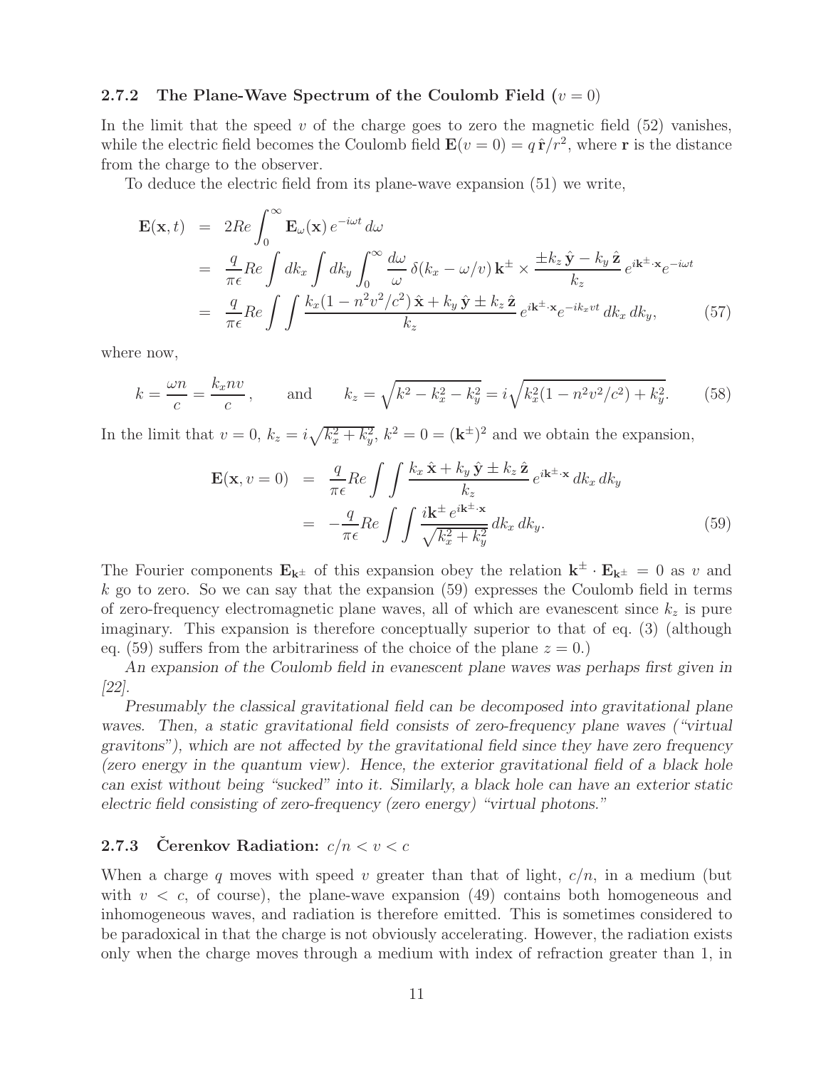### 2.7.2 The Plane-Wave Spectrum of the Coulomb Field ($v = 0$)

In the limit that the speed $v$ of the charge goes to zero the magnetic field (52) vanishes, while the electric field becomes the Coulomb field $\mathbf{E}(v = 0) = q\,\hat{\mathbf{r}}/r^2$, where $\mathbf{r}$ is the distance from the charge to the observer.

To deduce the electric field from its plane-wave expansion (51) we write,

$$
\begin{aligned}
\mathbf{E}(\mathbf{x}, t) &= 2Re \int_0^\infty \mathbf{E}_\omega(\mathbf{x})\, e^{-i\omega t}\, d\omega \\
&= \frac{q}{\pi\epsilon} Re \int dk_x \int dk_y \int_0^\infty \frac{d\omega}{\omega}\, \delta(k_x - \omega/v)\, \mathbf{k}^\pm \times \frac{\pm k_z\,\hat{\mathbf{y}} - k_y\,\hat{\mathbf{z}}}{k_z}\, e^{i\mathbf{k}^\pm\cdot\mathbf{x}} e^{-i\omega t} \\
&= \frac{q}{\pi\epsilon} Re \int\int \frac{k_x(1 - n^2v^2/c^2)\,\hat{\mathbf{x}} + k_y\,\hat{\mathbf{y}} \pm k_z\,\hat{\mathbf{z}}}{k_z}\, e^{i\mathbf{k}^\pm\cdot\mathbf{x}} e^{-ik_x vt}\, dk_x\, dk_y,
\end{aligned}
\tag{57}
$$

where now,

$$
k = \frac{\omega n}{c} = \frac{k_x n v}{c}, \qquad \text{and} \qquad k_z = \sqrt{k^2 - k_x^2 - k_y^2} = i\sqrt{k_x^2(1 - n^2v^2/c^2) + k_y^2}. \tag{58}
$$

In the limit that $v = 0$, $k_z = i\sqrt{k_x^2 + k_y^2}$, $k^2 = 0 = (\mathbf{k}^\pm)^2$ and we obtain the expansion,

$$
\begin{aligned}
\mathbf{E}(\mathbf{x}, v = 0) &= \frac{q}{\pi\epsilon} Re \int\int \frac{k_x\,\hat{\mathbf{x}} + k_y\,\hat{\mathbf{y}} \pm k_z\,\hat{\mathbf{z}}}{k_z}\, e^{i\mathbf{k}^\pm\cdot\mathbf{x}}\, dk_x\, dk_y \\
&= -\frac{q}{\pi\epsilon} Re \int\int \frac{i\mathbf{k}^\pm\, e^{i\mathbf{k}^\pm\cdot\mathbf{x}}}{\sqrt{k_x^2 + k_y^2}}\, dk_x\, dk_y.
\end{aligned}
\tag{59}
$$

The Fourier components $\mathbf{E}_{\mathbf{k}^\pm}$ of this expansion obey the relation $\mathbf{k}^\pm \cdot \mathbf{E}_{\mathbf{k}^\pm} = 0$ as $v$ and $k$ go to zero. So we can say that the expansion (59) expresses the Coulomb field in terms of zero-frequency electromagnetic plane waves, all of which are evanescent since $k_z$ is pure imaginary. This expansion is therefore conceptually superior to that of eq. (3) (although eq. (59) suffers from the arbitrariness of the choice of the plane $z = 0$.)

*An expansion of the Coulomb field in evanescent plane waves was perhaps first given in [22].*

*Presumably the classical gravitational field can be decomposed into gravitational plane waves. Then, a static gravitational field consists of zero-frequency plane waves ("virtual gravitons"), which are not affected by the gravitational field since they have zero frequency (zero energy in the quantum view). Hence, the exterior gravitational field of a black hole can exist without being "sucked" into it. Similarly, a black hole can have an exterior static electric field consisting of zero-frequency (zero energy) "virtual photons."*

### 2.7.3 Čerenkov Radiation: $c/n < v < c$

When a charge $q$ moves with speed $v$ greater than that of light, $c/n$, in a medium (but with $v < c$, of course), the plane-wave expansion (49) contains both homogeneous and inhomogeneous waves, and radiation is therefore emitted. This is sometimes considered to be paradoxical in that the charge is not obviously accelerating. However, the radiation exists only when the charge moves through a medium with index of refraction greater than 1, in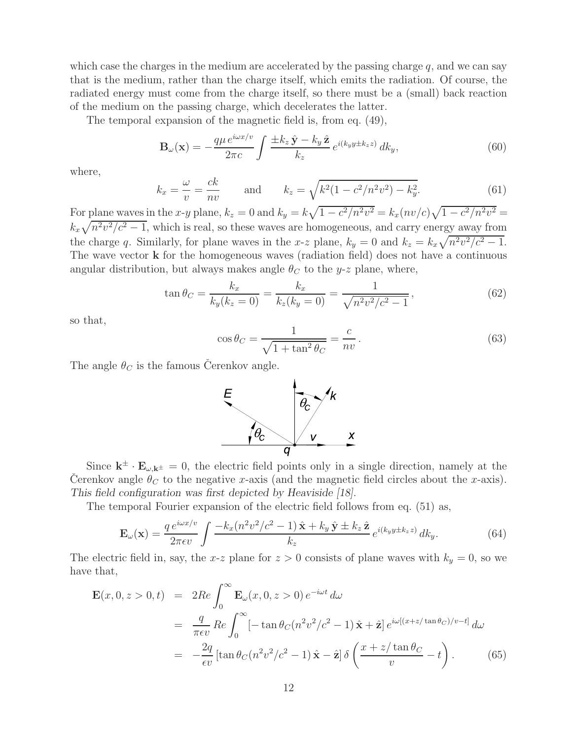which case the charges in the medium are accelerated by the passing charge $q$, and we can say that is the medium, rather than the charge itself, which emits the radiation. Of course, the radiated energy must come from the charge itself, so there must be a (small) back reaction of the medium on the passing charge, which decelerates the latter.

The temporal expansion of the magnetic field is, from eq. (49),

$$\mathbf{B}_\omega(\mathbf{x}) = -\frac{q\mu\, e^{i\omega x/v}}{2\pi c} \int \frac{\pm k_z\, \hat{\mathbf{y}} - k_y\, \hat{\mathbf{z}}}{k_z}\, e^{i(k_y y \pm k_z z)}\, dk_y, \tag{60}$$

where,

$$k_x = \frac{\omega}{v} = \frac{ck}{nv} \qquad \text{and} \qquad k_z = \sqrt{k^2(1 - c^2/n^2v^2) - k_y^2}. \tag{61}$$

For plane waves in the $x$-$y$ plane, $k_z = 0$ and $k_y = k\sqrt{1 - c^2/n^2v^2} = k_x(nv/c)\sqrt{1 - c^2/n^2v^2} = k_x\sqrt{n^2v^2/c^2 - 1}$, which is real, so these waves are homogeneous, and carry energy away from the charge $q$. Similarly, for plane waves in the $x$-$z$ plane, $k_y = 0$ and $k_z = k_x\sqrt{n^2v^2/c^2 - 1}$. The wave vector $\mathbf{k}$ for the homogeneous waves (radiation field) does not have a continuous angular distribution, but always makes angle $\theta_C$ to the $y$-$z$ plane, where,

$$\tan\theta_C = \frac{k_x}{k_y(k_z = 0)} = \frac{k_x}{k_z(k_y = 0)} = \frac{1}{\sqrt{n^2v^2/c^2 - 1}}, \tag{62}$$

so that,

$$\cos\theta_C = \frac{1}{\sqrt{1 + \tan^2\theta_C}} = \frac{c}{nv}. \tag{63}$$

The angle $\theta_C$ is the famous Čerenkov angle.

Since $\mathbf{k}^\pm \cdot \mathbf{E}_{\omega,\mathbf{k}^\pm} = 0$, the electric field points only in a single direction, namely at the Čerenkov angle $\theta_C$ to the negative $x$-axis (and the magnetic field circles about the $x$-axis). *This field configuration was first depicted by Heaviside [18].*

The temporal Fourier expansion of the electric field follows from eq. (51) as,

$$\mathbf{E}_\omega(\mathbf{x}) = \frac{q\, e^{i\omega x/v}}{2\pi\epsilon v} \int \frac{-k_x(n^2v^2/c^2 - 1)\,\hat{\mathbf{x}} + k_y\,\hat{\mathbf{y}} \pm k_z\,\hat{\mathbf{z}}}{k_z}\, e^{i(k_y y \pm k_z z)}\, dk_y. \tag{64}$$

The electric field in, say, the $x$-$z$ plane for $z > 0$ consists of plane waves with $k_y = 0$, so we have that,

$$\begin{aligned}
\mathbf{E}(x, 0, z > 0, t) &= 2Re\int_0^\infty \mathbf{E}_\omega(x, 0, z > 0)\, e^{-i\omega t}\, d\omega \\
&= \frac{q}{\pi\epsilon v}\, Re\int_0^\infty [-\tan\theta_C(n^2v^2/c^2 - 1)\,\hat{\mathbf{x}} + \hat{\mathbf{z}}]\, e^{i\omega[(x + z/\tan\theta_C)/v - t]}\, d\omega \\
&= -\frac{2q}{\epsilon v}\,[\tan\theta_C(n^2v^2/c^2 - 1)\,\hat{\mathbf{x}} - \hat{\mathbf{z}}]\,\delta\left(\frac{x + z/\tan\theta_C}{v} - t\right).
\end{aligned} \tag{65}$$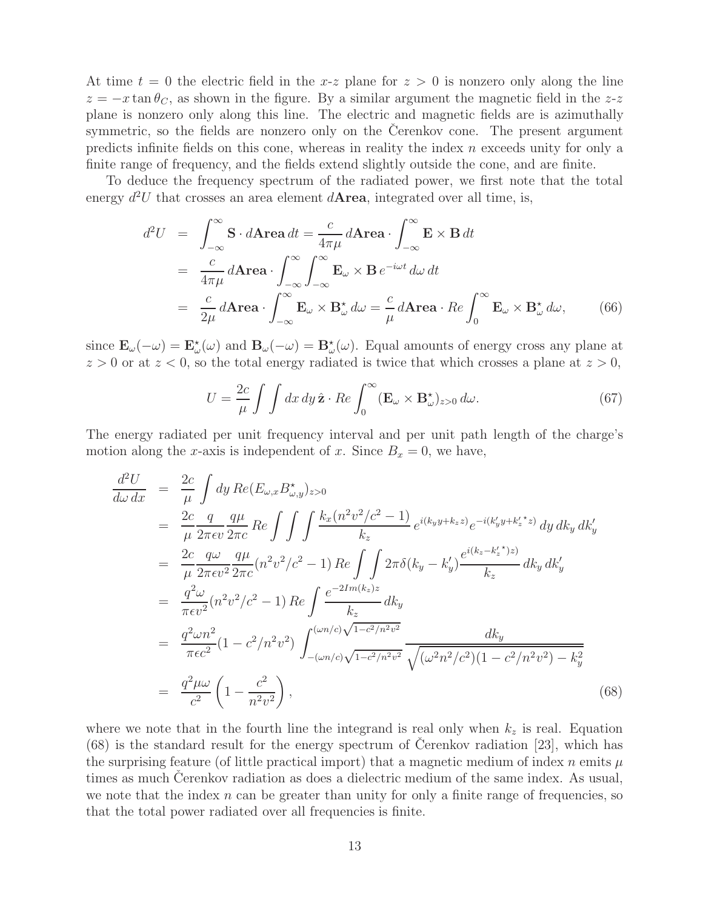At time $t = 0$ the electric field in the $x$-$z$ plane for $z > 0$ is nonzero only along the line $z = -x \tan\theta_C$, as shown in the figure. By a similar argument the magnetic field in the $z$-$z$ plane is nonzero only along this line. The electric and magnetic fields are is azimuthally symmetric, so the fields are nonzero only on the Čerenkov cone. The present argument predicts infinite fields on this cone, whereas in reality the index $n$ exceeds unity for only a finite range of frequency, and the fields extend slightly outside the cone, and are finite.

To deduce the frequency spectrum of the radiated power, we first note that the total energy $d^2U$ that crosses an area element $d\mathbf{Area}$, integrated over all time, is,

$$
\begin{aligned}
d^2U &= \int_{-\infty}^{\infty} \mathbf{S} \cdot d\mathbf{Area}\, dt = \frac{c}{4\pi\mu}\, d\mathbf{Area} \cdot \int_{-\infty}^{\infty} \mathbf{E} \times \mathbf{B}\, dt \\
&= \frac{c}{4\pi\mu}\, d\mathbf{Area} \cdot \int_{-\infty}^{\infty}\int_{-\infty}^{\infty} \mathbf{E}_\omega \times \mathbf{B}\, e^{-i\omega t}\, d\omega\, dt \\
&= \frac{c}{2\mu}\, d\mathbf{Area} \cdot \int_{-\infty}^{\infty} \mathbf{E}_\omega \times \mathbf{B}_\omega^\star\, d\omega = \frac{c}{\mu}\, d\mathbf{Area} \cdot Re \int_0^{\infty} \mathbf{E}_\omega \times \mathbf{B}_\omega^\star\, d\omega, \qquad (66)
\end{aligned}
$$

since $\mathbf{E}_\omega(-\omega) = \mathbf{E}_\omega^\star(\omega)$ and $\mathbf{B}_\omega(-\omega) = \mathbf{B}_\omega^\star(\omega)$. Equal amounts of energy cross any plane at $z > 0$ or at $z < 0$, so the total energy radiated is twice that which crosses a plane at $z > 0$,

$$
U = \frac{2c}{\mu} \int\int dx\, dy\, \hat{\mathbf{z}} \cdot Re \int_0^{\infty} (\mathbf{E}_\omega \times \mathbf{B}_\omega^\star)_{z>0}\, d\omega. \qquad (67)
$$

The energy radiated per unit frequency interval and per unit path length of the charge's motion along the $x$-axis is independent of $x$. Since $B_x = 0$, we have,

$$
\begin{aligned}
\frac{d^2U}{d\omega\, dx} &= \frac{2c}{\mu} \int dy\, Re(E_{\omega,x} B_{\omega,y}^\star)_{z>0} \\
&= \frac{2c}{\mu} \frac{q}{2\pi\epsilon v} \frac{q\mu}{2\pi c} Re \int\int\int \frac{k_x(n^2v^2/c^2 - 1)}{k_z} e^{i(k_y y + k_z z)} e^{-i(k_y' y + k_z'^{\star} z)}\, dy\, dk_y\, dk_y' \\
&= \frac{2c}{\mu} \frac{q\omega}{2\pi\epsilon v^2} \frac{q\mu}{2\pi c} (n^2v^2/c^2 - 1)\, Re \int\int 2\pi\delta(k_y - k_y') \frac{e^{i(k_z - k_z'^{\star})z}}{k_z}\, dk_y\, dk_y' \\
&= \frac{q^2\omega}{\pi\epsilon v^2} (n^2v^2/c^2 - 1)\, Re \int \frac{e^{-2Im(k_z)z}}{k_z}\, dk_y \\
&= \frac{q^2\omega n^2}{\pi\epsilon c^2} (1 - c^2/n^2v^2) \int_{-(\omega n/c)\sqrt{1-c^2/n^2v^2}}^{(\omega n/c)\sqrt{1-c^2/n^2v^2}} \frac{dk_y}{\sqrt{(\omega^2 n^2/c^2)(1 - c^2/n^2v^2) - k_y^2}} \\
&= \frac{q^2\mu\omega}{c^2} \left(1 - \frac{c^2}{n^2v^2}\right), \qquad (68)
\end{aligned}
$$

where we note that in the fourth line the integrand is real only when $k_z$ is real. Equation (68) is the standard result for the energy spectrum of Čerenkov radiation [23], which has the surprising feature (of little practical import) that a magnetic medium of index $n$ emits $\mu$ times as much Čerenkov radiation as does a dielectric medium of the same index. As usual, we note that the index $n$ can be greater than unity for only a finite range of frequencies, so that the total power radiated over all frequencies is finite.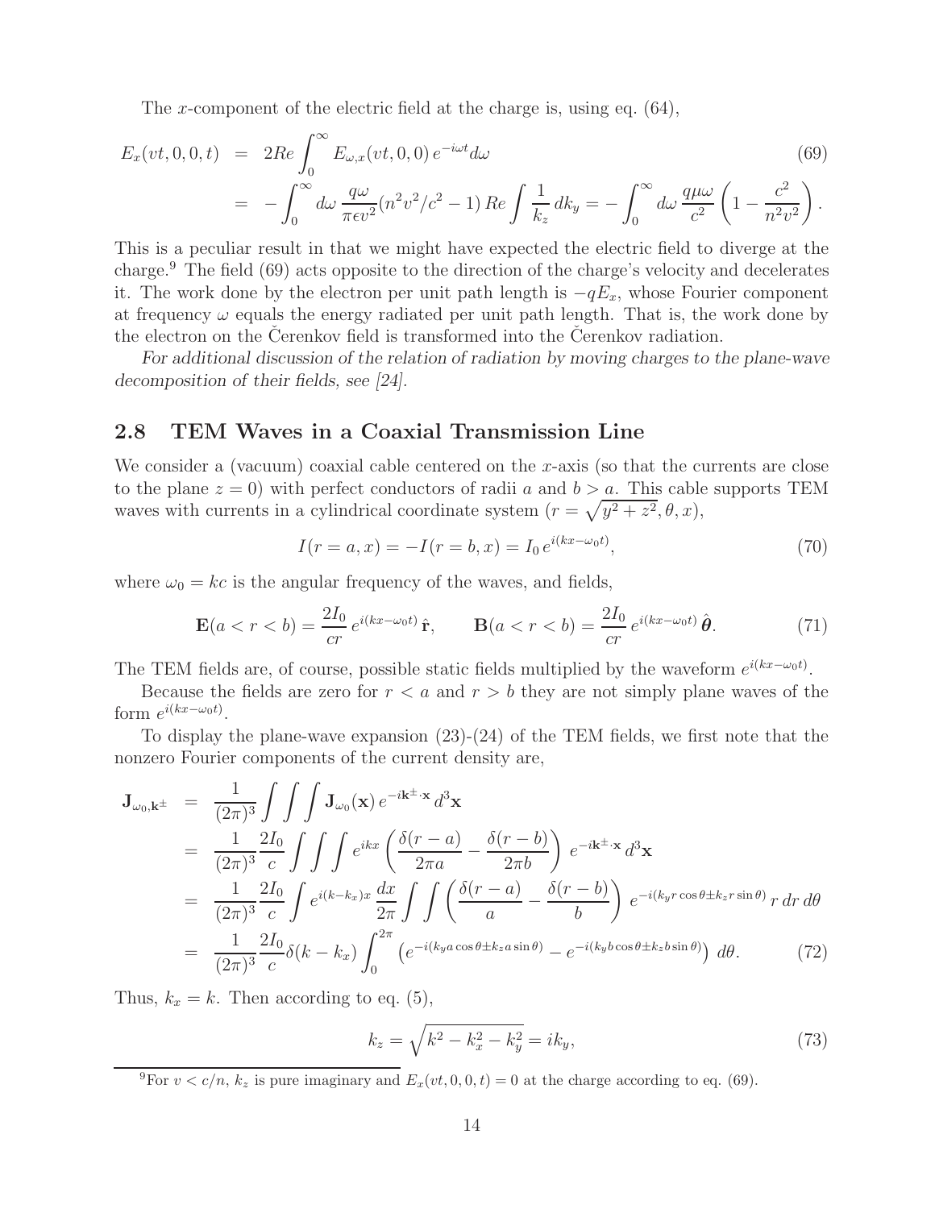The $x$-component of the electric field at the charge is, using eq. (64),

$$
\begin{aligned}
E_x(vt,0,0,t) &= 2Re\int_0^\infty E_{\omega,x}(vt,0,0)\,e^{-i\omega t}d\omega \qquad (69)\\
&= -\int_0^\infty d\omega\,\frac{q\omega}{\pi\epsilon v^2}(n^2v^2/c^2-1)\,Re\int \frac{1}{k_z}\,dk_y = -\int_0^\infty d\omega\,\frac{q\mu\omega}{c^2}\left(1-\frac{c^2}{n^2v^2}\right).
\end{aligned}
$$

This is a peculiar result in that we might have expected the electric field to diverge at the charge.[9] The field (69) acts opposite to the direction of the charge's velocity and decelerates it. The work done by the electron per unit path length is $-qE_x$, whose Fourier component at frequency $\omega$ equals the energy radiated per unit path length. That is, the work done by the electron on the Čerenkov field is transformed into the Čerenkov radiation.

*For additional discussion of the relation of radiation by moving charges to the plane-wave decomposition of their fields, see [24].*

## 2.8 TEM Waves in a Coaxial Transmission Line

We consider a (vacuum) coaxial cable centered on the $x$-axis (so that the currents are close to the plane $z = 0$) with perfect conductors of radii $a$ and $b > a$. This cable supports TEM waves with currents in a cylindrical coordinate system $(r = \sqrt{y^2+z^2}, \theta, x)$,

$$
I(r=a,x) = -I(r=b,x) = I_0\,e^{i(kx-\omega_0 t)}, \qquad (70)
$$

where $\omega_0 = kc$ is the angular frequency of the waves, and fields,

$$
\mathbf{E}(a<r<b) = \frac{2I_0}{cr}\,e^{i(kx-\omega_0 t)}\,\hat{\mathbf{r}}, \qquad \mathbf{B}(a<r<b) = \frac{2I_0}{cr}\,e^{i(kx-\omega_0 t)}\,\hat{\boldsymbol{\theta}}. \qquad (71)
$$

The TEM fields are, of course, possible static fields multiplied by the waveform $e^{i(kx-\omega_0 t)}$.

Because the fields are zero for $r < a$ and $r > b$ they are not simply plane waves of the form $e^{i(kx-\omega_0 t)}$.

To display the plane-wave expansion (23)-(24) of the TEM fields, we first note that the nonzero Fourier components of the current density are,

$$
\begin{aligned}
\mathbf{J}_{\omega_0,\mathbf{k}^\pm} &= \frac{1}{(2\pi)^3}\int\int\int \mathbf{J}_{\omega_0}(\mathbf{x})\,e^{-i\mathbf{k}^\pm\cdot\mathbf{x}}\,d^3\mathbf{x}\\
&= \frac{1}{(2\pi)^3}\frac{2I_0}{c}\int\int\int e^{ikx}\left(\frac{\delta(r-a)}{2\pi a}-\frac{\delta(r-b)}{2\pi b}\right)\,e^{-i\mathbf{k}^\pm\cdot\mathbf{x}}\,d^3\mathbf{x}\\
&= \frac{1}{(2\pi)^3}\frac{2I_0}{c}\int e^{i(k-k_x)x}\,\frac{dx}{2\pi}\int\int\left(\frac{\delta(r-a)}{a}-\frac{\delta(r-b)}{b}\right)\,e^{-i(k_y r\cos\theta\pm k_z r\sin\theta)}\,r\,dr\,d\theta\\
&= \frac{1}{(2\pi)^3}\frac{2I_0}{c}\delta(k-k_x)\int_0^{2\pi}\left(e^{-i(k_y a\cos\theta\pm k_z a\sin\theta)}-e^{-i(k_y b\cos\theta\pm k_z b\sin\theta)}\right)\,d\theta. \qquad (72)
\end{aligned}
$$

Thus, $k_x = k$. Then according to eq. (5),

$$
k_z = \sqrt{k^2-k_x^2-k_y^2} = ik_y, \qquad (73)
$$

[9]For $v < c/n$, $k_z$ is pure imaginary and $E_x(vt,0,0,t) = 0$ at the charge according to eq. (69).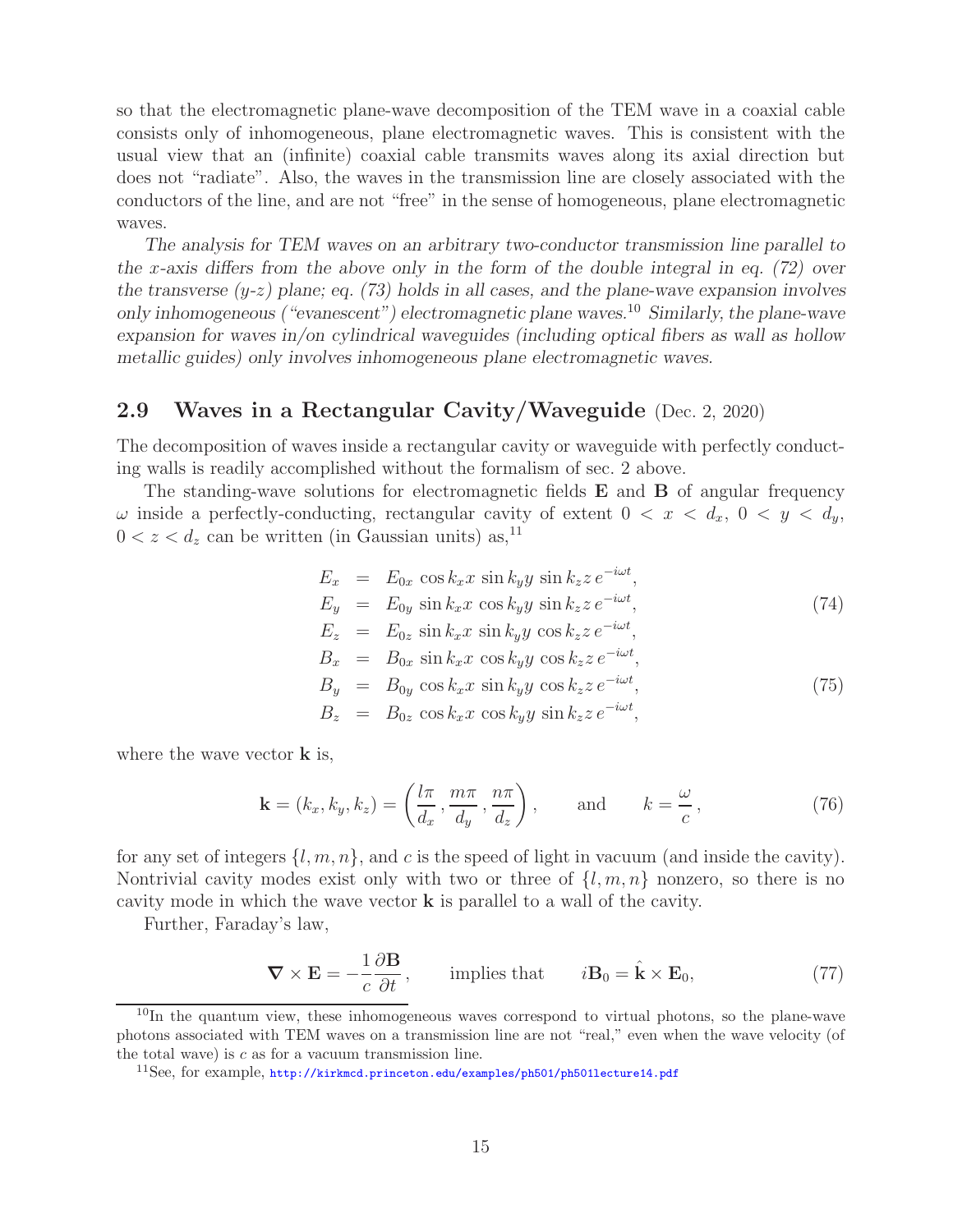so that the electromagnetic plane-wave decomposition of the TEM wave in a coaxial cable consists only of inhomogeneous, plane electromagnetic waves. This is consistent with the usual view that an (infinite) coaxial cable transmits waves along its axial direction but does not "radiate". Also, the waves in the transmission line are closely associated with the conductors of the line, and are not "free" in the sense of homogeneous, plane electromagnetic waves.

*The analysis for TEM waves on an arbitrary two-conductor transmission line parallel to the x-axis differs from the above only in the form of the double integral in eq. (72) over the transverse (y-z) plane; eq. (73) holds in all cases, and the plane-wave expansion involves only inhomogeneous ("evanescent") electromagnetic plane waves.*[10] *Similarly, the plane-wave expansion for waves in/on cylindrical waveguides (including optical fibers as wall as hollow metallic guides) only involves inhomogeneous plane electromagnetic waves.*

## 2.9 Waves in a Rectangular Cavity/Waveguide (Dec. 2, 2020)

The decomposition of waves inside a rectangular cavity or waveguide with perfectly conducting walls is readily accomplished without the formalism of sec. 2 above.

The standing-wave solutions for electromagnetic fields $\mathbf{E}$ and $\mathbf{B}$ of angular frequency $\omega$ inside a perfectly-conducting, rectangular cavity of extent $0 < x < d_x$, $0 < y < d_y$, $0 < z < d_z$ can be written (in Gaussian units) as,[11]

$$
\begin{aligned}
E_x &= E_{0x} \cos k_x x \, \sin k_y y \, \sin k_z z \, e^{-i\omega t}, \\
E_y &= E_{0y} \sin k_x x \, \cos k_y y \, \sin k_z z \, e^{-i\omega t}, \\
E_z &= E_{0z} \sin k_x x \, \sin k_y y \, \cos k_z z \, e^{-i\omega t},
\end{aligned}
\tag{74}
$$

$$
\begin{aligned}
B_x &= B_{0x} \sin k_x x \, \cos k_y y \, \cos k_z z \, e^{-i\omega t}, \\
B_y &= B_{0y} \cos k_x x \, \sin k_y y \, \cos k_z z \, e^{-i\omega t}, \\
B_z &= B_{0z} \cos k_x x \, \cos k_y y \, \sin k_z z \, e^{-i\omega t},
\end{aligned}
\tag{75}
$$

where the wave vector $\mathbf{k}$ is,

$$
\mathbf{k} = (k_x, k_y, k_z) = \left( \frac{l\pi}{d_x}, \frac{m\pi}{d_y}, \frac{n\pi}{d_z} \right), \qquad \text{and} \qquad k = \frac{\omega}{c}, \tag{76}
$$

for any set of integers $\{l, m, n\}$, and $c$ is the speed of light in vacuum (and inside the cavity). Nontrivial cavity modes exist only with two or three of $\{l, m, n\}$ nonzero, so there is no cavity mode in which the wave vector $\mathbf{k}$ is parallel to a wall of the cavity.

Further, Faraday's law,

$$
\boldsymbol{\nabla} \times \mathbf{E} = -\frac{1}{c} \frac{\partial \mathbf{B}}{\partial t}, \qquad \text{implies that} \qquad i\mathbf{B}_0 = \hat{\mathbf{k}} \times \mathbf{E}_0, \tag{77}
$$

---

[10] In the quantum view, these inhomogeneous waves correspond to virtual photons, so the plane-wave photons associated with TEM waves on a transmission line are not "real," even when the wave velocity (of the total wave) is $c$ as for a vacuum transmission line.

[11] See, for example, http://kirkmcd.princeton.edu/examples/ph501/ph501lecture14.pdf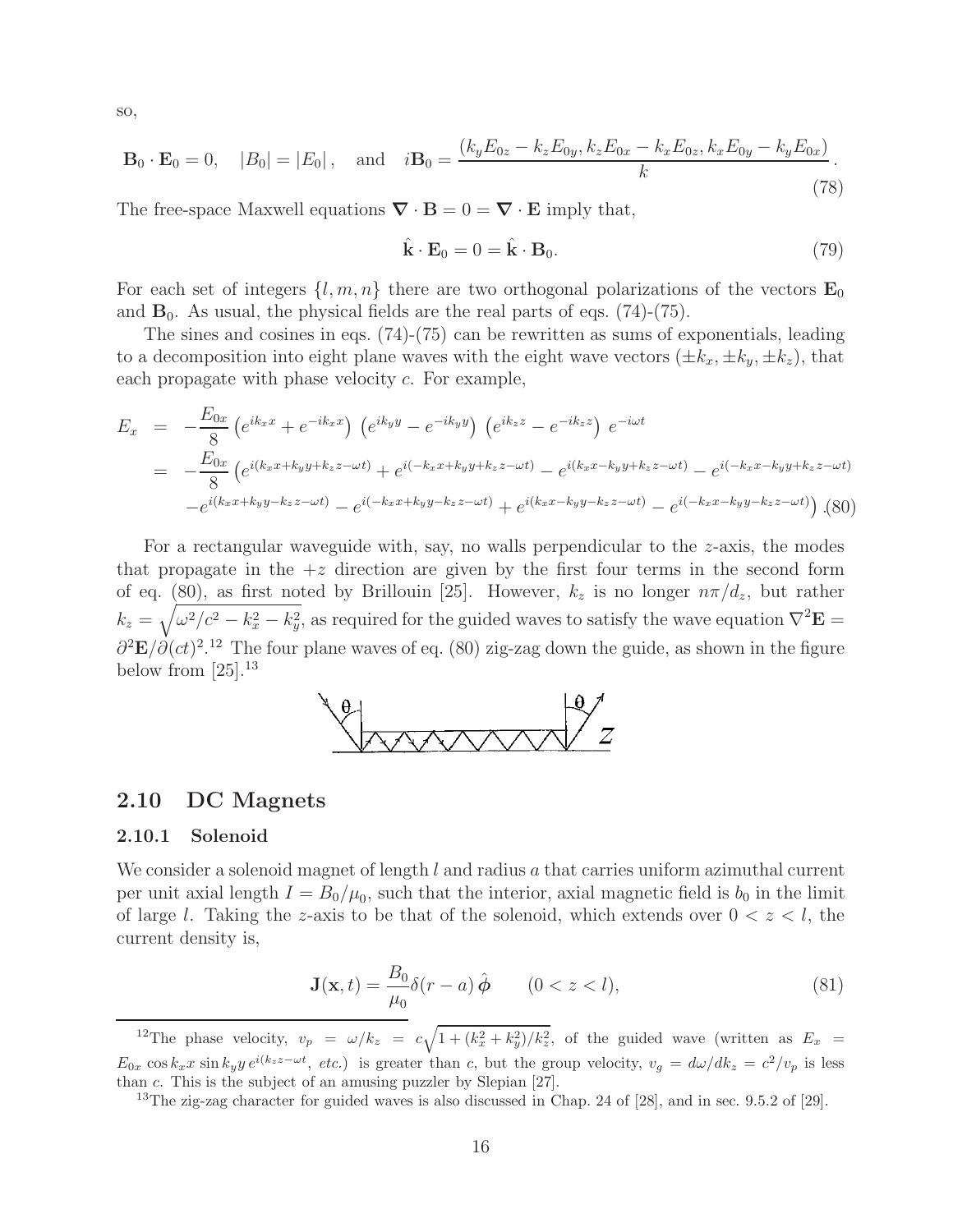so,

$$\mathbf{B}_0 \cdot \mathbf{E}_0 = 0, \quad |B_0| = |E_0|, \quad \text{and} \quad i\mathbf{B}_0 = \frac{(k_y E_{0z} - k_z E_{0y}, k_z E_{0x} - k_x E_{0z}, k_x E_{0y} - k_y E_{0x})}{k}. \tag{78}$$

The free-space Maxwell equations $\boldsymbol{\nabla} \cdot \mathbf{B} = 0 = \boldsymbol{\nabla} \cdot \mathbf{E}$ imply that,

$$\hat{\mathbf{k}} \cdot \mathbf{E}_0 = 0 = \hat{\mathbf{k}} \cdot \mathbf{B}_0. \tag{79}$$

For each set of integers $\{l, m, n\}$ there are two orthogonal polarizations of the vectors $\mathbf{E}_0$ and $\mathbf{B}_0$. As usual, the physical fields are the real parts of eqs. (74)-(75).

The sines and cosines in eqs. (74)-(75) can be rewritten as sums of exponentials, leading to a decomposition into eight plane waves with the eight wave vectors $(\pm k_x, \pm k_y, \pm k_z)$, that each propagate with phase velocity $c$. For example,

$$\begin{aligned} E_x &= -\frac{E_{0x}}{8}\left(e^{ik_x x} + e^{-ik_x x}\right)\left(e^{ik_y y} - e^{-ik_y y}\right)\left(e^{ik_z z} - e^{-ik_z z}\right) e^{-i\omega t} \\ &= -\frac{E_{0x}}{8}\left(e^{i(k_x x + k_y y + k_z z - \omega t)} + e^{i(-k_x x + k_y y + k_z z - \omega t)} - e^{i(k_x x - k_y y + k_z z - \omega t)} - e^{i(-k_x x - k_y y + k_z z - \omega t)} \right. \\ &\quad \left. - e^{i(k_x x + k_y y - k_z z - \omega t)} - e^{i(-k_x x + k_y y - k_z z - \omega t)} + e^{i(k_x x - k_y y - k_z z - \omega t)} - e^{i(-k_x x - k_y y - k_z z - \omega t)}\right). \end{aligned} \tag{80}$$

For a rectangular waveguide with, say, no walls perpendicular to the $z$-axis, the modes that propagate in the $+z$ direction are given by the first four terms in the second form of eq. (80), as first noted by Brillouin [25]. However, $k_z$ is no longer $n\pi/d_z$, but rather $k_z = \sqrt{\omega^2/c^2 - k_x^2 - k_y^2}$, as required for the guided waves to satisfy the wave equation $\nabla^2 \mathbf{E} = \partial^2 \mathbf{E}/\partial(ct)^2$.[12] The four plane waves of eq. (80) zig-zag down the guide, as shown in the figure below from [25].[13]

## 2.10 DC Magnets

### 2.10.1 Solenoid

We consider a solenoid magnet of length $l$ and radius $a$ that carries uniform azimuthal current per unit axial length $I = B_0/\mu_0$, such that the interior, axial magnetic field is $b_0$ in the limit of large $l$. Taking the $z$-axis to be that of the solenoid, which extends over $0 < z < l$, the current density is,

$$\mathbf{J}(\mathbf{x}, t) = \frac{B_0}{\mu_0}\delta(r - a)\,\hat{\boldsymbol{\phi}} \qquad (0 < z < l), \tag{81}$$

[12] The phase velocity, $v_p = \omega/k_z = c\sqrt{1 + (k_x^2 + k_y^2)/k_z^2}$, of the guided wave (written as $E_x = E_{0x}\cos k_x x \sin k_y y\, e^{i(k_z z - \omega t}$, *etc.*) is greater than $c$, but the group velocity, $v_g = d\omega/dk_z = c^2/v_p$ is less than $c$. This is the subject of an amusing puzzler by Slepian [27].

[13] The zig-zag character for guided waves is also discussed in Chap. 24 of [28], and in sec. 9.5.2 of [29].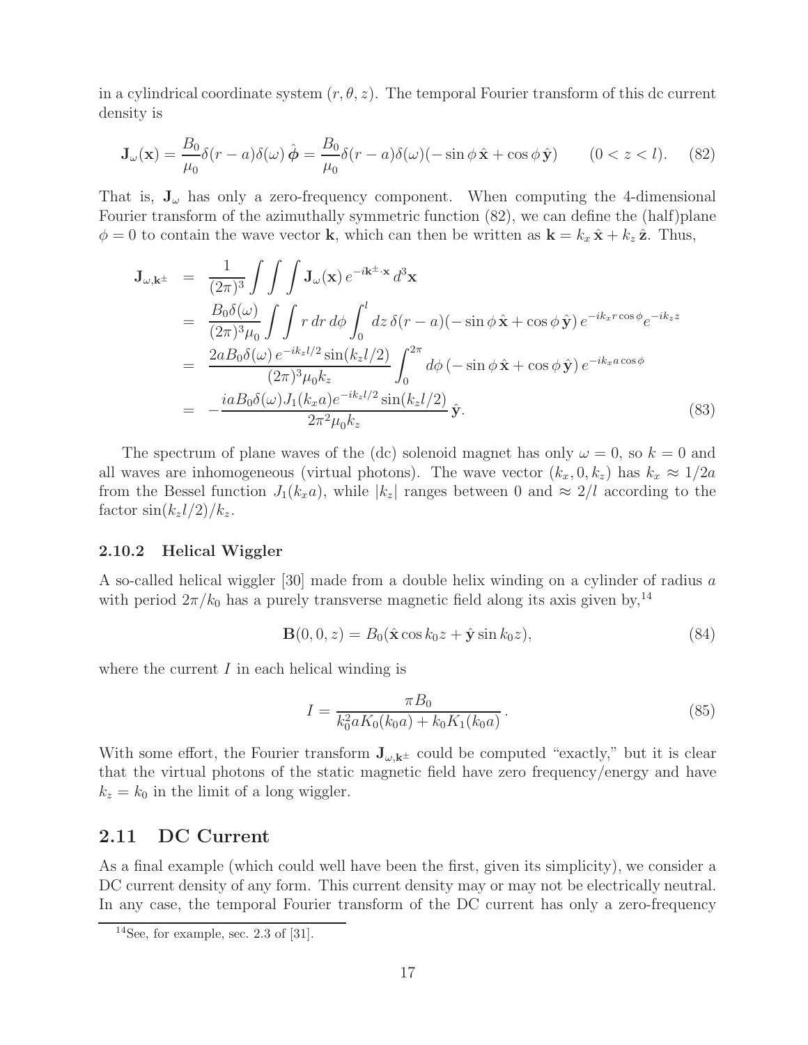in a cylindrical coordinate system $(r, \theta, z)$. The temporal Fourier transform of this dc current density is

$$\mathbf{J}_\omega(\mathbf{x}) = \frac{B_0}{\mu_0}\delta(r-a)\delta(\omega)\,\hat{\boldsymbol{\phi}} = \frac{B_0}{\mu_0}\delta(r-a)\delta(\omega)(-\sin\phi\,\hat{\mathbf{x}} + \cos\phi\,\hat{\mathbf{y}}) \qquad (0 < z < l). \tag{82}$$

That is, $\mathbf{J}_\omega$ has only a zero-frequency component. When computing the 4-dimensional Fourier transform of the azimuthally symmetric function (82), we can define the (half)plane $\phi = 0$ to contain the wave vector $\mathbf{k}$, which can then be written as $\mathbf{k} = k_x\,\hat{\mathbf{x}} + k_z\,\hat{\mathbf{z}}$. Thus,

$$\begin{aligned}
\mathbf{J}_{\omega,\mathbf{k}^\pm} &= \frac{1}{(2\pi)^3}\int\int\int \mathbf{J}_\omega(\mathbf{x})\,e^{-i\mathbf{k}^\pm\cdot\mathbf{x}}\,d^3\mathbf{x} \\
&= \frac{B_0\delta(\omega)}{(2\pi)^3\mu_0}\int\int r\,dr\,d\phi\int_0^l dz\,\delta(r-a)(-\sin\phi\,\hat{\mathbf{x}} + \cos\phi\,\hat{\mathbf{y}})\,e^{-ik_x r\cos\phi}e^{-ik_z z} \\
&= \frac{2aB_0\delta(\omega)\,e^{-ik_z l/2}\sin(k_z l/2)}{(2\pi)^3\mu_0 k_z}\int_0^{2\pi} d\phi\,(-\sin\phi\,\hat{\mathbf{x}} + \cos\phi\,\hat{\mathbf{y}})\,e^{-ik_x a\cos\phi} \\
&= -\frac{iaB_0\delta(\omega)J_1(k_x a)e^{-ik_z l/2}\sin(k_z l/2)}{2\pi^2\mu_0 k_z}\,\hat{\mathbf{y}}.
\end{aligned} \tag{83}$$

The spectrum of plane waves of the (dc) solenoid magnet has only $\omega = 0$, so $k = 0$ and all waves are inhomogeneous (virtual photons). The wave vector $(k_x, 0, k_z)$ has $k_x \approx 1/2a$ from the Bessel function $J_1(k_x a)$, while $|k_z|$ ranges between 0 and $\approx 2/l$ according to the factor $\sin(k_z l/2)/k_z$.

### 2.10.2 Helical Wiggler

A so-called helical wiggler [30] made from a double helix winding on a cylinder of radius $a$ with period $2\pi/k_0$ has a purely transverse magnetic field along its axis given by,[14]

$$\mathbf{B}(0, 0, z) = B_0(\hat{\mathbf{x}}\cos k_0 z + \hat{\mathbf{y}}\sin k_0 z), \tag{84}$$

where the current $I$ in each helical winding is

$$I = \frac{\pi B_0}{k_0^2 a K_0(k_0 a) + k_0 K_1(k_0 a)}\,. \tag{85}$$

With some effort, the Fourier transform $\mathbf{J}_{\omega,\mathbf{k}^\pm}$ could be computed "exactly," but it is clear that the virtual photons of the static magnetic field have zero frequency/energy and have $k_z = k_0$ in the limit of a long wiggler.

## 2.11 DC Current

As a final example (which could well have been the first, given its simplicity), we consider a DC current density of any form. This current density may or may not be electrically neutral. In any case, the temporal Fourier transform of the DC current has only a zero-frequency

[14] See, for example, sec. 2.3 of [31].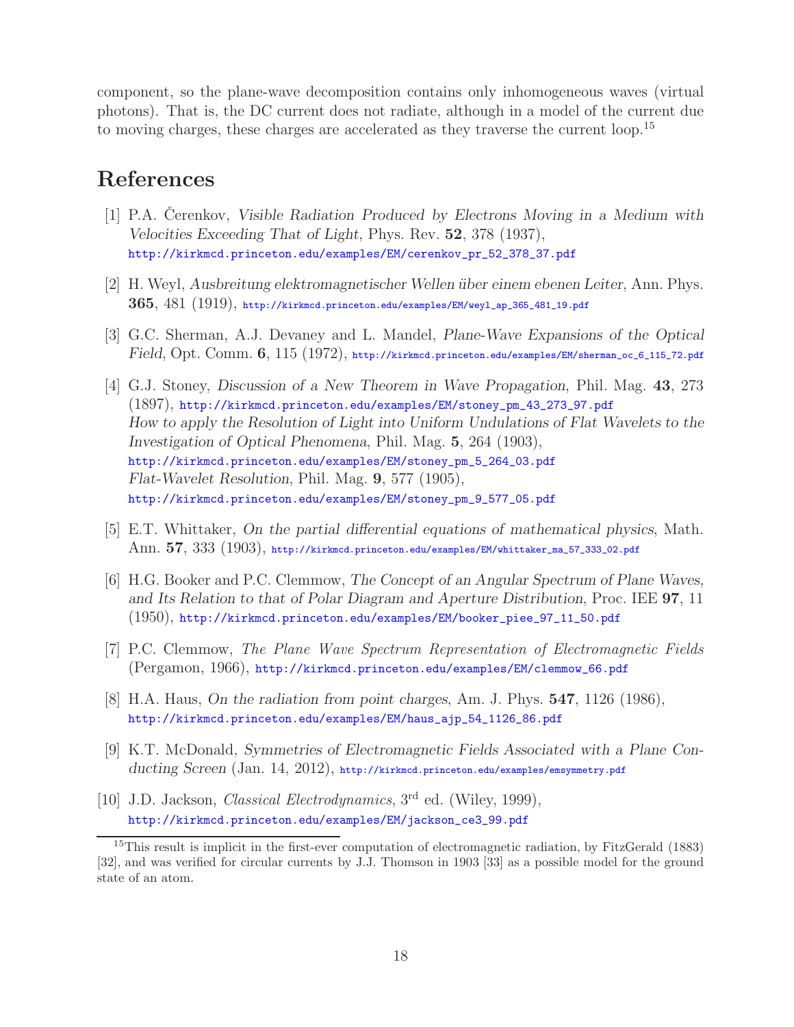component, so the plane-wave decomposition contains only inhomogeneous waves (virtual photons). That is, the DC current does not radiate, although in a model of the current due to moving charges, these charges are accelerated as they traverse the current loop.[15]

# References

[1] P.A. Čerenkov, *Visible Radiation Produced by Electrons Moving in a Medium with Velocities Exceeding That of Light*, Phys. Rev. **52**, 378 (1937), http://kirkmcd.princeton.edu/examples/EM/cerenkov_pr_52_378_37.pdf

[2] H. Weyl, *Ausbreitung elektromagnetischer Wellen über einem ebenen Leiter*, Ann. Phys. **365**, 481 (1919), http://kirkmcd.princeton.edu/examples/EM/weyl_ap_365_481_19.pdf

[3] G.C. Sherman, A.J. Devaney and L. Mandel, *Plane-Wave Expansions of the Optical Field*, Opt. Comm. **6**, 115 (1972), http://kirkmcd.princeton.edu/examples/EM/sherman_oc_6_115_72.pdf

[4] G.J. Stoney, *Discussion of a New Theorem in Wave Propagation*, Phil. Mag. **43**, 273 (1897), http://kirkmcd.princeton.edu/examples/EM/stoney_pm_43_273_97.pdf
*How to apply the Resolution of Light into Uniform Undulations of Flat Wavelets to the Investigation of Optical Phenomena*, Phil. Mag. **5**, 264 (1903), http://kirkmcd.princeton.edu/examples/EM/stoney_pm_5_264_03.pdf
*Flat-Wavelet Resolution*, Phil. Mag. **9**, 577 (1905), http://kirkmcd.princeton.edu/examples/EM/stoney_pm_9_577_05.pdf

[5] E.T. Whittaker, *On the partial differential equations of mathematical physics*, Math. Ann. **57**, 333 (1903), http://kirkmcd.princeton.edu/examples/EM/whittaker_ma_57_333_02.pdf

[6] H.G. Booker and P.C. Clemmow, *The Concept of an Angular Spectrum of Plane Waves, and Its Relation to that of Polar Diagram and Aperture Distribution*, Proc. IEE **97**, 11 (1950), http://kirkmcd.princeton.edu/examples/EM/booker_piee_97_11_50.pdf

[7] P.C. Clemmow, *The Plane Wave Spectrum Representation of Electromagnetic Fields* (Pergamon, 1966), http://kirkmcd.princeton.edu/examples/EM/clemmow_66.pdf

[8] H.A. Haus, *On the radiation from point charges*, Am. J. Phys. **547**, 1126 (1986), http://kirkmcd.princeton.edu/examples/EM/haus_ajp_54_1126_86.pdf

[9] K.T. McDonald, *Symmetries of Electromagnetic Fields Associated with a Plane Conducting Screen* (Jan. 14, 2012), http://kirkmcd.princeton.edu/examples/emsymmetry.pdf

[10] J.D. Jackson, *Classical Electrodynamics*, 3rd ed. (Wiley, 1999), http://kirkmcd.princeton.edu/examples/EM/jackson_ce3_99.pdf

[15] This result is implicit in the first-ever computation of electromagnetic radiation, by FitzGerald (1883) [32], and was verified for circular currents by J.J. Thomson in 1903 [33] as a possible model for the ground state of an atom.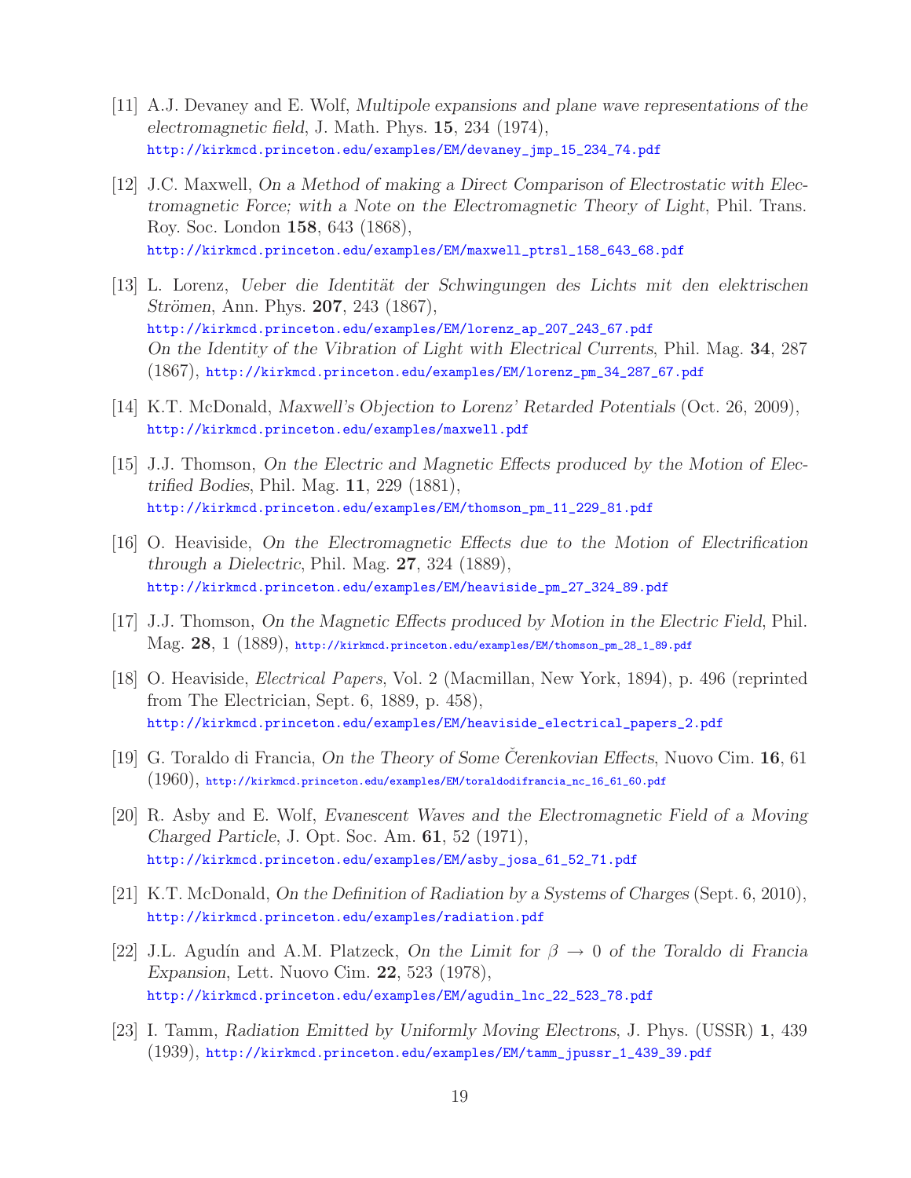[11] A.J. Devaney and E. Wolf, *Multipole expansions and plane wave representations of the electromagnetic field*, J. Math. Phys. **15**, 234 (1974),
http://kirkmcd.princeton.edu/examples/EM/devaney_jmp_15_234_74.pdf

[12] J.C. Maxwell, *On a Method of making a Direct Comparison of Electrostatic with Electromagnetic Force; with a Note on the Electromagnetic Theory of Light*, Phil. Trans. Roy. Soc. London **158**, 643 (1868),
http://kirkmcd.princeton.edu/examples/EM/maxwell_ptrsl_158_643_68.pdf

[13] L. Lorenz, *Ueber die Identität der Schwingungen des Lichts mit den elektrischen Strömen*, Ann. Phys. **207**, 243 (1867),
http://kirkmcd.princeton.edu/examples/EM/lorenz_ap_207_243_67.pdf
*On the Identity of the Vibration of Light with Electrical Currents*, Phil. Mag. **34**, 287 (1867), http://kirkmcd.princeton.edu/examples/EM/lorenz_pm_34_287_67.pdf

[14] K.T. McDonald, *Maxwell's Objection to Lorenz' Retarded Potentials* (Oct. 26, 2009),
http://kirkmcd.princeton.edu/examples/maxwell.pdf

[15] J.J. Thomson, *On the Electric and Magnetic Effects produced by the Motion of Electrified Bodies*, Phil. Mag. **11**, 229 (1881),
http://kirkmcd.princeton.edu/examples/EM/thomson_pm_11_229_81.pdf

[16] O. Heaviside, *On the Electromagnetic Effects due to the Motion of Electrification through a Dielectric*, Phil. Mag. **27**, 324 (1889),
http://kirkmcd.princeton.edu/examples/EM/heaviside_pm_27_324_89.pdf

[17] J.J. Thomson, *On the Magnetic Effects produced by Motion in the Electric Field*, Phil. Mag. **28**, 1 (1889), http://kirkmcd.princeton.edu/examples/EM/thomson_pm_28_1_89.pdf

[18] O. Heaviside, *Electrical Papers*, Vol. 2 (Macmillan, New York, 1894), p. 496 (reprinted from The Electrician, Sept. 6, 1889, p. 458),
http://kirkmcd.princeton.edu/examples/EM/heaviside_electrical_papers_2.pdf

[19] G. Toraldo di Francia, *On the Theory of Some Čerenkovian Effects*, Nuovo Cim. **16**, 61 (1960), http://kirkmcd.princeton.edu/examples/EM/toraldodifrancia_nc_16_61_60.pdf

[20] R. Asby and E. Wolf, *Evanescent Waves and the Electromagnetic Field of a Moving Charged Particle*, J. Opt. Soc. Am. **61**, 52 (1971),
http://kirkmcd.princeton.edu/examples/EM/asby_josa_61_52_71.pdf

[21] K.T. McDonald, *On the Definition of Radiation by a Systems of Charges* (Sept. 6, 2010),
http://kirkmcd.princeton.edu/examples/radiation.pdf

[22] J.L. Agudín and A.M. Platzeck, *On the Limit for $\beta \to 0$ of the Toraldo di Francia Expansion*, Lett. Nuovo Cim. **22**, 523 (1978),
http://kirkmcd.princeton.edu/examples/EM/agudin_lnc_22_523_78.pdf

[23] I. Tamm, *Radiation Emitted by Uniformly Moving Electrons*, J. Phys. (USSR) **1**, 439 (1939), http://kirkmcd.princeton.edu/examples/EM/tamm_jpussr_1_439_39.pdf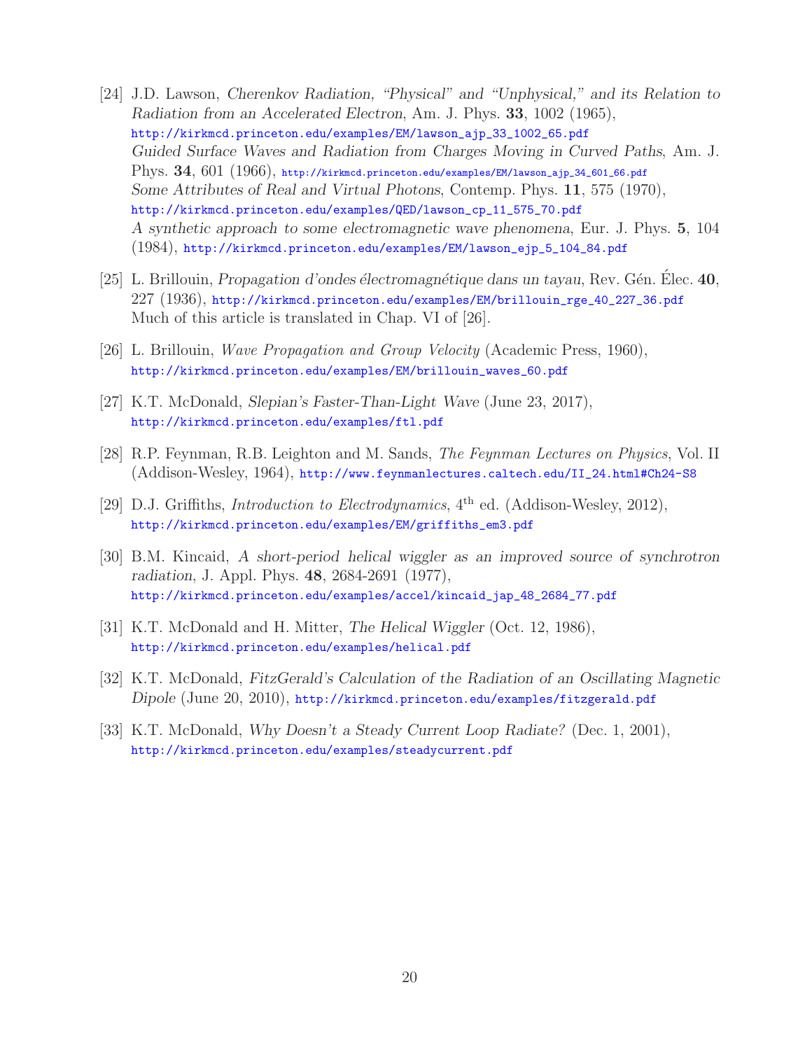[24] J.D. Lawson, *Cherenkov Radiation, "Physical" and "Unphysical," and its Relation to Radiation from an Accelerated Electron*, Am. J. Phys. **33**, 1002 (1965),
http://kirkmcd.princeton.edu/examples/EM/lawson_ajp_33_1002_65.pdf
*Guided Surface Waves and Radiation from Charges Moving in Curved Paths*, Am. J. Phys. **34**, 601 (1966), http://kirkmcd.princeton.edu/examples/EM/lawson_ajp_34_601_66.pdf
*Some Attributes of Real and Virtual Photons*, Contemp. Phys. **11**, 575 (1970),
http://kirkmcd.princeton.edu/examples/QED/lawson_cp_11_575_70.pdf
*A synthetic approach to some electromagnetic wave phenomena*, Eur. J. Phys. **5**, 104 (1984), http://kirkmcd.princeton.edu/examples/EM/lawson_ejp_5_104_84.pdf

[25] L. Brillouin, *Propagation d'ondes électromagnétique dans un tayau*, Rev. Gén. Élec. **40**, 227 (1936), http://kirkmcd.princeton.edu/examples/EM/brillouin_rge_40_227_36.pdf
Much of this article is translated in Chap. VI of [26].

[26] L. Brillouin, *Wave Propagation and Group Velocity* (Academic Press, 1960),
http://kirkmcd.princeton.edu/examples/EM/brillouin_waves_60.pdf

[27] K.T. McDonald, *Slepian's Faster-Than-Light Wave* (June 23, 2017),
http://kirkmcd.princeton.edu/examples/ftl.pdf

[28] R.P. Feynman, R.B. Leighton and M. Sands, *The Feynman Lectures on Physics*, Vol. II (Addison-Wesley, 1964), http://www.feynmanlectures.caltech.edu/II_24.html#Ch24-S8

[29] D.J. Griffiths, *Introduction to Electrodynamics*, 4th ed. (Addison-Wesley, 2012),
http://kirkmcd.princeton.edu/examples/EM/griffiths_em3.pdf

[30] B.M. Kincaid, *A short-period helical wiggler as an improved source of synchrotron radiation*, J. Appl. Phys. **48**, 2684-2691 (1977),
http://kirkmcd.princeton.edu/examples/accel/kincaid_jap_48_2684_77.pdf

[31] K.T. McDonald and H. Mitter, *The Helical Wiggler* (Oct. 12, 1986),
http://kirkmcd.princeton.edu/examples/helical.pdf

[32] K.T. McDonald, *FitzGerald's Calculation of the Radiation of an Oscillating Magnetic Dipole* (June 20, 2010), http://kirkmcd.princeton.edu/examples/fitzgerald.pdf

[33] K.T. McDonald, *Why Doesn't a Steady Current Loop Radiate?* (Dec. 1, 2001),
http://kirkmcd.princeton.edu/examples/steadycurrent.pdf